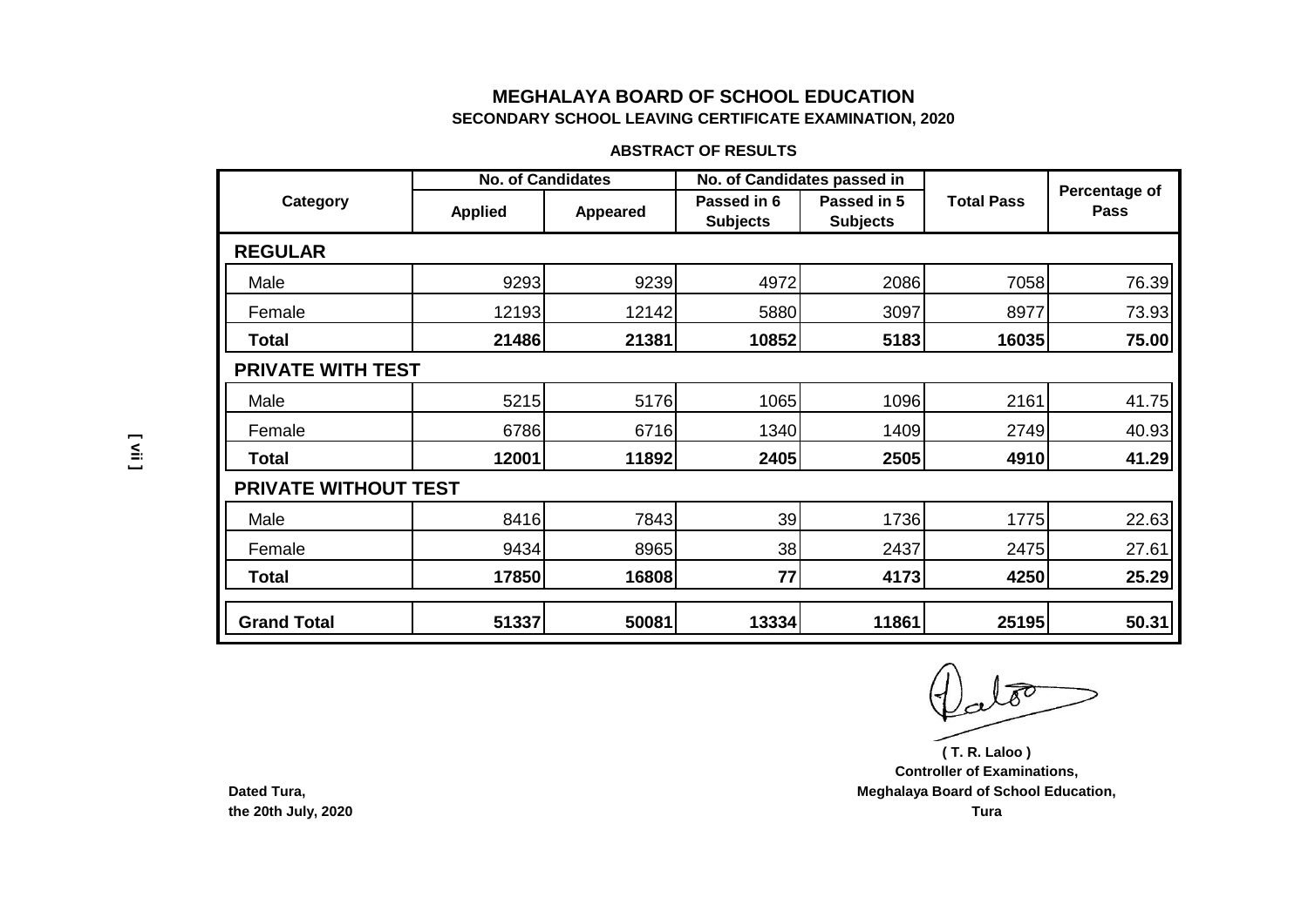# MEGHALAYA BOARD OF SCHOOL EDUCATION

## SECONDARY SCHOOL LEAVING CERTIFICATE EXAMINATION, 2020

### ABSTRACT OF RESULTS

| Category | No. of Candidates | | No. of Candidates passed in | | Total Pass | Percentage of Pass |
|---|---|---|---|---|---|---|
| | Applied | Appeared | Passed in 6 Subjects | Passed in 5 Subjects | | |
| **REGULAR** | | | | | | |
| Male | 9293 | 9239 | 4972 | 2086 | 7058 | 76.39 |
| Female | 12193 | 12142 | 5880 | 3097 | 8977 | 73.93 |
| **Total** | **21486** | **21381** | **10852** | **5183** | **16035** | **75.00** |
| **PRIVATE WITH TEST** | | | | | | |
| Male | 5215 | 5176 | 1065 | 1096 | 2161 | 41.75 |
| Female | 6786 | 6716 | 1340 | 1409 | 2749 | 40.93 |
| **Total** | **12001** | **11892** | **2405** | **2505** | **4910** | **41.29** |
| **PRIVATE WITHOUT TEST** | | | | | | |
| Male | 8416 | 7843 | 39 | 1736 | 1775 | 22.63 |
| Female | 9434 | 8965 | 38 | 2437 | 2475 | 27.61 |
| **Total** | **17850** | **16808** | **77** | **4173** | **4250** | **25.29** |
| **Grand Total** | **51337** | **50081** | **13334** | **11861** | **25195** | **50.31** |

**( T. R. Laloo )**
**Controller of Examinations,**
**Meghalaya Board of School Education,**
**Tura**

**Dated Tura,**
**the 20th July, 2020**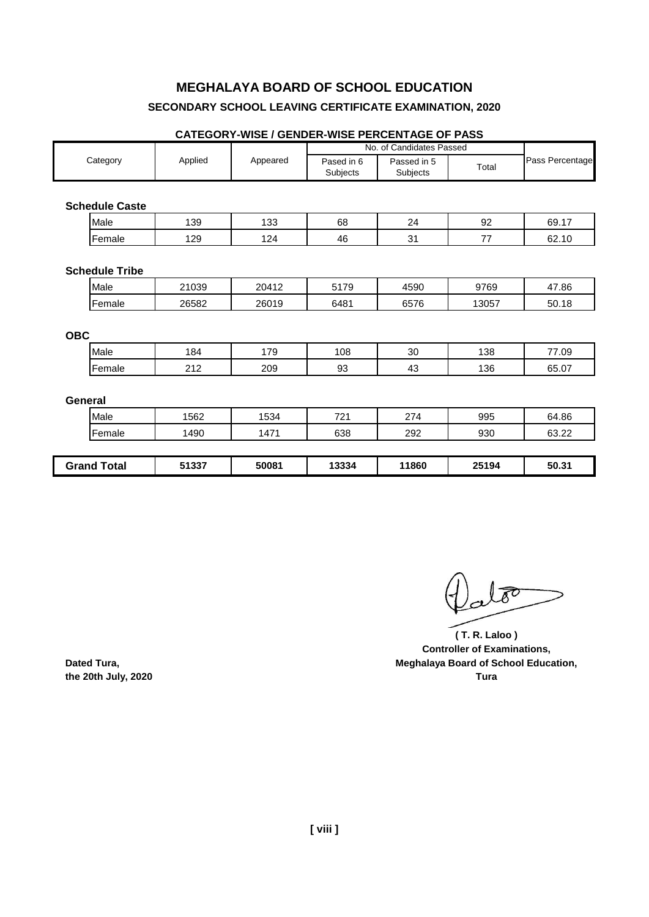# MEGHALAYA BOARD OF SCHOOL EDUCATION

## SECONDARY SCHOOL LEAVING CERTIFICATE EXAMINATION, 2020

### CATEGORY-WISE / GENDER-WISE PERCENTAGE OF PASS

| Category | Applied | Appeared | No. of Candidates Passed | | | Pass Percentage |
|---|---|---|---|---|---|---|
| | | | Pased in 6 Subjects | Passed in 5 Subjects | Total | |
| **Schedule Caste** | | | | | | |
| Male | 139 | 133 | 68 | 24 | 92 | 69.17 |
| Female | 129 | 124 | 46 | 31 | 77 | 62.10 |
| **Schedule Tribe** | | | | | | |
| Male | 21039 | 20412 | 5179 | 4590 | 9769 | 47.86 |
| Female | 26582 | 26019 | 6481 | 6576 | 13057 | 50.18 |
| **OBC** | | | | | | |
| Male | 184 | 179 | 108 | 30 | 138 | 77.09 |
| Female | 212 | 209 | 93 | 43 | 136 | 65.07 |
| **General** | | | | | | |
| Male | 1562 | 1534 | 721 | 274 | 995 | 64.86 |
| Female | 1490 | 1471 | 638 | 292 | 930 | 63.22 |
| **Grand Total** | **51337** | **50081** | **13334** | **11860** | **25194** | **50.31** |

**( T. R. Laloo )**
**Controller of Examinations,**
**Meghalaya Board of School Education,**
**Tura**

**Dated Tura,**
**the 20th July, 2020**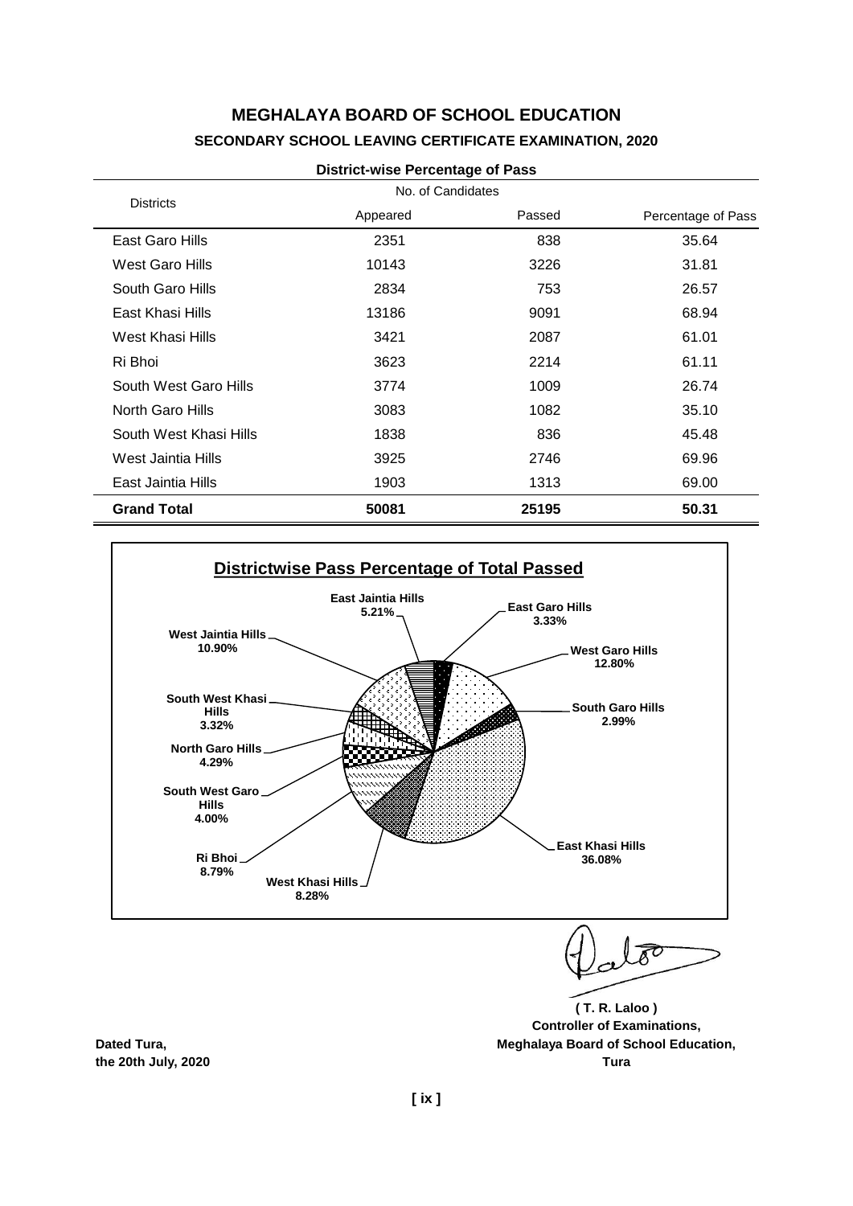# MEGHALAYA BOARD OF SCHOOL EDUCATION

## SECONDARY SCHOOL LEAVING CERTIFICATE EXAMINATION, 2020

**District-wise Percentage of Pass**

| Districts | No. of Candidates | | Percentage of Pass |
|---|---|---|---|
| | Appeared | Passed | |
| East Garo Hills | 2351 | 838 | 35.64 |
| West Garo Hills | 10143 | 3226 | 31.81 |
| South Garo Hills | 2834 | 753 | 26.57 |
| East Khasi Hills | 13186 | 9091 | 68.94 |
| West Khasi Hills | 3421 | 2087 | 61.01 |
| Ri Bhoi | 3623 | 2214 | 61.11 |
| South West Garo Hills | 3774 | 1009 | 26.74 |
| North Garo Hills | 3083 | 1082 | 35.10 |
| South West Khasi Hills | 1838 | 836 | 45.48 |
| West Jaintia Hills | 3925 | 2746 | 69.96 |
| East Jaintia Hills | 1903 | 1313 | 69.00 |
| **Grand Total** | **50081** | **25195** | **50.31** |

**Districtwise Pass Percentage of Total Passed**

| District | Percentage |
|---|---|
| East Garo Hills | 3.33% |
| West Garo Hills | 12.80% |
| South Garo Hills | 2.99% |
| East Khasi Hills | 36.08% |
| West Khasi Hills | 8.28% |
| Ri Bhoi | 8.79% |
| South West Garo Hills | 4.00% |
| North Garo Hills | 4.29% |
| South West Khasi Hills | 3.32% |
| West Jaintia Hills | 10.90% |
| East Jaintia Hills | 5.21% |

**( T. R. Laloo )**
**Controller of Examinations,**
**Meghalaya Board of School Education,**
**Tura**

**Dated Tura,**
**the 20th July, 2020**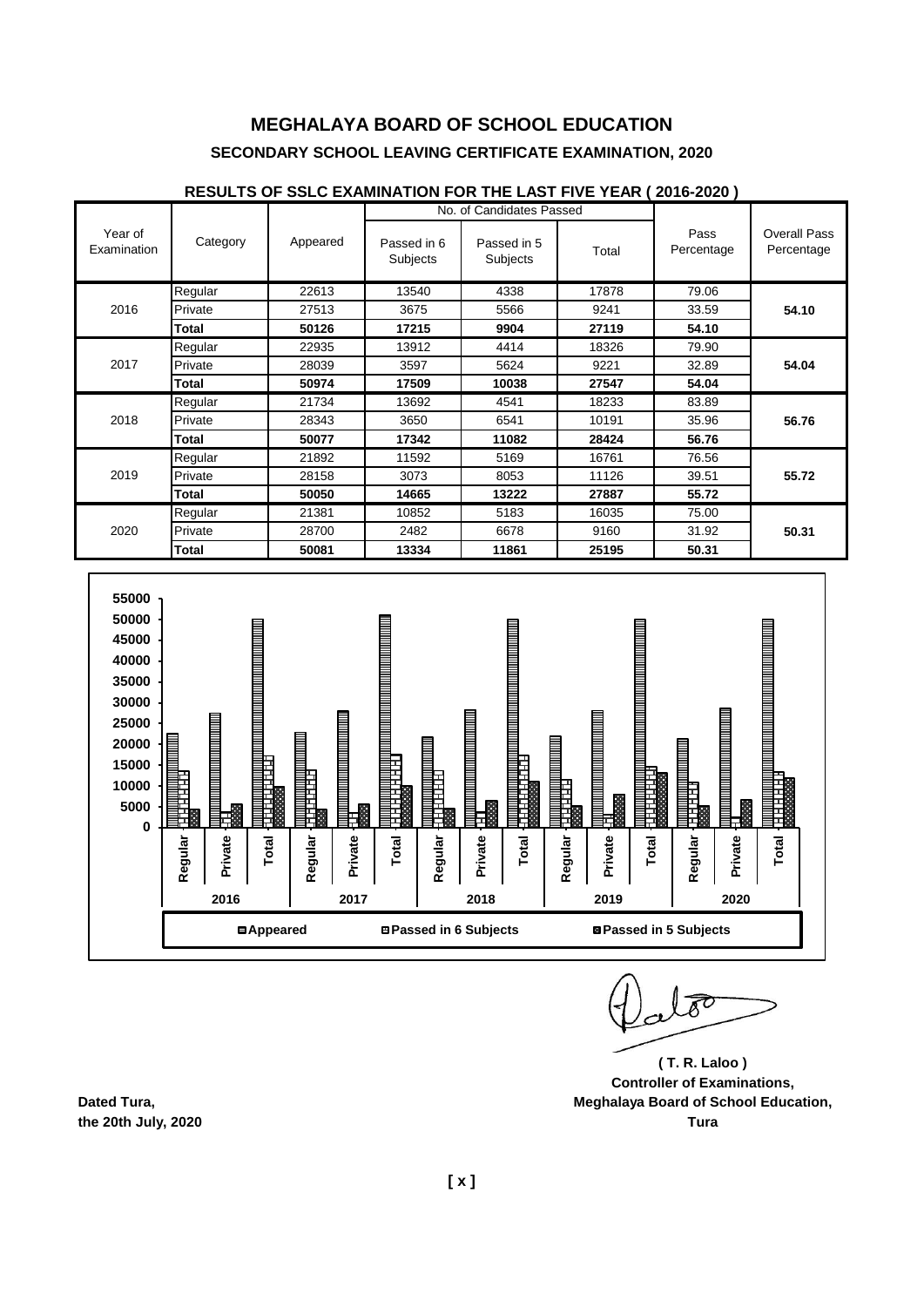# MEGHALAYA BOARD OF SCHOOL EDUCATION

## SECONDARY SCHOOL LEAVING CERTIFICATE EXAMINATION, 2020

### RESULTS OF SSLC EXAMINATION FOR THE LAST FIVE YEAR ( 2016-2020 )

| Year of Examination | Category | Appeared | No. of Candidates Passed | | | Pass Percentage | Overall Pass Percentage |
|---|---|---|---|---|---|---|---|
| | | | Passed in 6 Subjects | Passed in 5 Subjects | Total | | |
| 2016 | Regular | 22613 | 13540 | 4338 | 17878 | 79.06 | **54.10** |
| | Private | 27513 | 3675 | 5566 | 9241 | 33.59 | |
| | **Total** | **50126** | **17215** | **9904** | **27119** | **54.10** | |
| 2017 | Regular | 22935 | 13912 | 4414 | 18326 | 79.90 | **54.04** |
| | Private | 28039 | 3597 | 5624 | 9221 | 32.89 | |
| | **Total** | **50974** | **17509** | **10038** | **27547** | **54.04** | |
| 2018 | Regular | 21734 | 13692 | 4541 | 18233 | 83.89 | **56.76** |
| | Private | 28343 | 3650 | 6541 | 10191 | 35.96 | |
| | **Total** | **50077** | **17342** | **11082** | **28424** | **56.76** | |
| 2019 | Regular | 21892 | 11592 | 5169 | 16761 | 76.56 | **55.72** |
| | Private | 28158 | 3073 | 8053 | 11126 | 39.51 | |
| | **Total** | **50050** | **14665** | **13222** | **27887** | **55.72** | |
| 2020 | Regular | 21381 | 10852 | 5183 | 16035 | 75.00 | **50.31** |
| | Private | 28700 | 2482 | 6678 | 9160 | 31.92 | |
| | **Total** | **50081** | **13334** | **11861** | **25195** | **50.31** | |

**( T. R. Laloo )**
**Controller of Examinations,**
**Meghalaya Board of School Education,**
**Tura**

**Dated Tura,**
**the 20th July, 2020**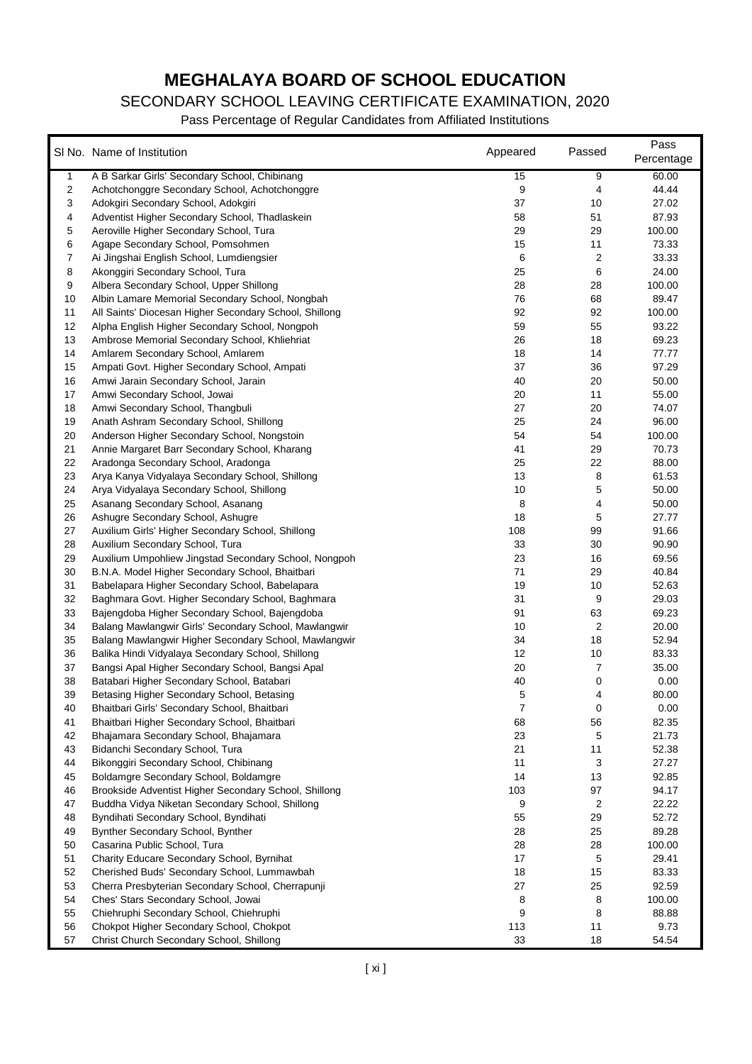# MEGHALAYA BOARD OF SCHOOL EDUCATION

## SECONDARY SCHOOL LEAVING CERTIFICATE EXAMINATION, 2020

### Pass Percentage of Regular Candidates from Affiliated Institutions

| Sl No. | Name of Institution | Appeared | Passed | Pass Percentage |
|---|---|---|---|---|
| 1 | A B Sarkar Girls' Secondary School, Chibinang | 15 | 9 | 60.00 |
| 2 | Achotchonggre Secondary School, Achotchonggre | 9 | 4 | 44.44 |
| 3 | Adokgiri Secondary School, Adokgiri | 37 | 10 | 27.02 |
| 4 | Adventist Higher Secondary School, Thadlaskein | 58 | 51 | 87.93 |
| 5 | Aeroville Higher Secondary School, Tura | 29 | 29 | 100.00 |
| 6 | Agape Secondary School, Pomsohmen | 15 | 11 | 73.33 |
| 7 | Ai Jingshai English School, Lumdiengsier | 6 | 2 | 33.33 |
| 8 | Akonggiri Secondary School, Tura | 25 | 6 | 24.00 |
| 9 | Albera Secondary School, Upper Shillong | 28 | 28 | 100.00 |
| 10 | Albin Lamare Memorial Secondary School, Nongbah | 76 | 68 | 89.47 |
| 11 | All Saints' Diocesan Higher Secondary School, Shillong | 92 | 92 | 100.00 |
| 12 | Alpha English Higher Secondary School, Nongpoh | 59 | 55 | 93.22 |
| 13 | Ambrose Memorial Secondary School, Khliehriat | 26 | 18 | 69.23 |
| 14 | Amlarem Secondary School, Amlarem | 18 | 14 | 77.77 |
| 15 | Ampati Govt. Higher Secondary School, Ampati | 37 | 36 | 97.29 |
| 16 | Amwi Jarain Secondary School, Jarain | 40 | 20 | 50.00 |
| 17 | Amwi Secondary School, Jowai | 20 | 11 | 55.00 |
| 18 | Amwi Secondary School, Thangbuli | 27 | 20 | 74.07 |
| 19 | Anath Ashram Secondary School, Shillong | 25 | 24 | 96.00 |
| 20 | Anderson Higher Secondary School, Nongstoin | 54 | 54 | 100.00 |
| 21 | Annie Margaret Barr Secondary School, Kharang | 41 | 29 | 70.73 |
| 22 | Aradonga Secondary School, Aradonga | 25 | 22 | 88.00 |
| 23 | Arya Kanya Vidyalaya Secondary School, Shillong | 13 | 8 | 61.53 |
| 24 | Arya Vidyalaya Secondary School, Shillong | 10 | 5 | 50.00 |
| 25 | Asanang Secondary School, Asanang | 8 | 4 | 50.00 |
| 26 | Ashugre Secondary School, Ashugre | 18 | 5 | 27.77 |
| 27 | Auxilium Girls' Higher Secondary School, Shillong | 108 | 99 | 91.66 |
| 28 | Auxilium Secondary School, Tura | 33 | 30 | 90.90 |
| 29 | Auxilium Umpohliew Jingstad Secondary School, Nongpoh | 23 | 16 | 69.56 |
| 30 | B.N.A. Model Higher Secondary School, Bhaitbari | 71 | 29 | 40.84 |
| 31 | Babelapara Higher Secondary School, Babelapara | 19 | 10 | 52.63 |
| 32 | Baghmara Govt. Higher Secondary School, Baghmara | 31 | 9 | 29.03 |
| 33 | Bajengdoba Higher Secondary School, Bajengdoba | 91 | 63 | 69.23 |
| 34 | Balang Mawlangwir Girls' Secondary School, Mawlangwir | 10 | 2 | 20.00 |
| 35 | Balang Mawlangwir Higher Secondary School, Mawlangwir | 34 | 18 | 52.94 |
| 36 | Balika Hindi Vidyalaya Secondary School, Shillong | 12 | 10 | 83.33 |
| 37 | Bangsi Apal Higher Secondary School, Bangsi Apal | 20 | 7 | 35.00 |
| 38 | Batabari Higher Secondary School, Batabari | 40 | 0 | 0.00 |
| 39 | Betasing Higher Secondary School, Betasing | 5 | 4 | 80.00 |
| 40 | Bhaitbari Girls' Secondary School, Bhaitbari | 7 | 0 | 0.00 |
| 41 | Bhaitbari Higher Secondary School, Bhaitbari | 68 | 56 | 82.35 |
| 42 | Bhajamara Secondary School, Bhajamara | 23 | 5 | 21.73 |
| 43 | Bidanchi Secondary School, Tura | 21 | 11 | 52.38 |
| 44 | Bikonggiri Secondary School, Chibinang | 11 | 3 | 27.27 |
| 45 | Boldamgre Secondary School, Boldamgre | 14 | 13 | 92.85 |
| 46 | Brookside Adventist Higher Secondary School, Shillong | 103 | 97 | 94.17 |
| 47 | Buddha Vidya Niketan Secondary School, Shillong | 9 | 2 | 22.22 |
| 48 | Byndihati Secondary School, Byndihati | 55 | 29 | 52.72 |
| 49 | Bynther Secondary School, Bynther | 28 | 25 | 89.28 |
| 50 | Casarina Public School, Tura | 28 | 28 | 100.00 |
| 51 | Charity Educare Secondary School, Byrnihat | 17 | 5 | 29.41 |
| 52 | Cherished Buds' Secondary School, Lummawbah | 18 | 15 | 83.33 |
| 53 | Cherra Presbyterian Secondary School, Cherrapunji | 27 | 25 | 92.59 |
| 54 | Ches' Stars Secondary School, Jowai | 8 | 8 | 100.00 |
| 55 | Chiehruphi Secondary School, Chiehruphi | 9 | 8 | 88.88 |
| 56 | Chokpot Higher Secondary School, Chokpot | 113 | 11 | 9.73 |
| 57 | Christ Church Secondary School, Shillong | 33 | 18 | 54.54 |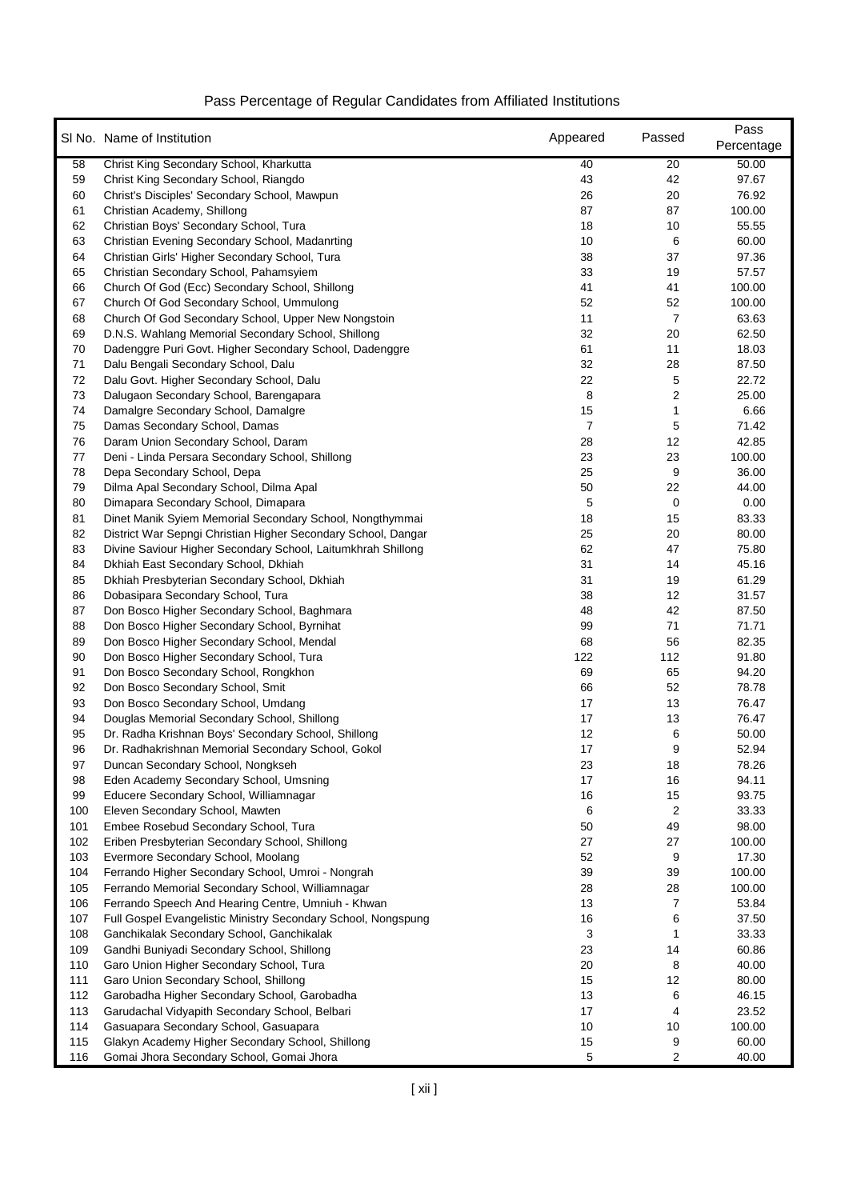# Pass Percentage of Regular Candidates from Affiliated Institutions

| Sl No. | Name of Institution | Appeared | Passed | Pass Percentage |
|---|---|---|---|---|
| 58 | Christ King Secondary School, Kharkutta | 40 | 20 | 50.00 |
| 59 | Christ King Secondary School, Riangdo | 43 | 42 | 97.67 |
| 60 | Christ's Disciples' Secondary School, Mawpun | 26 | 20 | 76.92 |
| 61 | Christian Academy, Shillong | 87 | 87 | 100.00 |
| 62 | Christian Boys' Secondary School, Tura | 18 | 10 | 55.55 |
| 63 | Christian Evening Secondary School, Madanrting | 10 | 6 | 60.00 |
| 64 | Christian Girls' Higher Secondary School, Tura | 38 | 37 | 97.36 |
| 65 | Christian Secondary School, Pahamsyiem | 33 | 19 | 57.57 |
| 66 | Church Of God (Ecc) Secondary School, Shillong | 41 | 41 | 100.00 |
| 67 | Church Of God Secondary School, Ummulong | 52 | 52 | 100.00 |
| 68 | Church Of God Secondary School, Upper New Nongstoin | 11 | 7 | 63.63 |
| 69 | D.N.S. Wahlang Memorial Secondary School, Shillong | 32 | 20 | 62.50 |
| 70 | Dadenggre Puri Govt. Higher Secondary School, Dadenggre | 61 | 11 | 18.03 |
| 71 | Dalu Bengali Secondary School, Dalu | 32 | 28 | 87.50 |
| 72 | Dalu Govt. Higher Secondary School, Dalu | 22 | 5 | 22.72 |
| 73 | Dalugaon Secondary School, Barengapara | 8 | 2 | 25.00 |
| 74 | Damalgre Secondary School, Damalgre | 15 | 1 | 6.66 |
| 75 | Damas Secondary School, Damas | 7 | 5 | 71.42 |
| 76 | Daram Union Secondary School, Daram | 28 | 12 | 42.85 |
| 77 | Deni - Linda Persara Secondary School, Shillong | 23 | 23 | 100.00 |
| 78 | Depa Secondary School, Depa | 25 | 9 | 36.00 |
| 79 | Dilma Apal Secondary School, Dilma Apal | 50 | 22 | 44.00 |
| 80 | Dimapara Secondary School, Dimapara | 5 | 0 | 0.00 |
| 81 | Dinet Manik Syiem Memorial Secondary School, Nongthymmai | 18 | 15 | 83.33 |
| 82 | District War Sepngi Christian Higher Secondary School, Dangar | 25 | 20 | 80.00 |
| 83 | Divine Saviour Higher Secondary School, Laitumkhrah Shillong | 62 | 47 | 75.80 |
| 84 | Dkhiah East Secondary School, Dkhiah | 31 | 14 | 45.16 |
| 85 | Dkhiah Presbyterian Secondary School, Dkhiah | 31 | 19 | 61.29 |
| 86 | Dobasipara Secondary School, Tura | 38 | 12 | 31.57 |
| 87 | Don Bosco Higher Secondary School, Baghmara | 48 | 42 | 87.50 |
| 88 | Don Bosco Higher Secondary School, Byrnihat | 99 | 71 | 71.71 |
| 89 | Don Bosco Higher Secondary School, Mendal | 68 | 56 | 82.35 |
| 90 | Don Bosco Higher Secondary School, Tura | 122 | 112 | 91.80 |
| 91 | Don Bosco Secondary School, Rongkhon | 69 | 65 | 94.20 |
| 92 | Don Bosco Secondary School, Smit | 66 | 52 | 78.78 |
| 93 | Don Bosco Secondary School, Umdang | 17 | 13 | 76.47 |
| 94 | Douglas Memorial Secondary School, Shillong | 17 | 13 | 76.47 |
| 95 | Dr. Radha Krishnan Boys' Secondary School, Shillong | 12 | 6 | 50.00 |
| 96 | Dr. Radhakrishnan Memorial Secondary School, Gokol | 17 | 9 | 52.94 |
| 97 | Duncan Secondary School, Nongkseh | 23 | 18 | 78.26 |
| 98 | Eden Academy Secondary School, Umsning | 17 | 16 | 94.11 |
| 99 | Educere Secondary School, Williamnagar | 16 | 15 | 93.75 |
| 100 | Eleven Secondary School, Mawten | 6 | 2 | 33.33 |
| 101 | Embee Rosebud Secondary School, Tura | 50 | 49 | 98.00 |
| 102 | Eriben Presbyterian Secondary School, Shillong | 27 | 27 | 100.00 |
| 103 | Evermore Secondary School, Moolang | 52 | 9 | 17.30 |
| 104 | Ferrando Higher Secondary School, Umroi - Nongrah | 39 | 39 | 100.00 |
| 105 | Ferrando Memorial Secondary School, Williamnagar | 28 | 28 | 100.00 |
| 106 | Ferrando Speech And Hearing Centre, Umniuh - Khwan | 13 | 7 | 53.84 |
| 107 | Full Gospel Evangelistic Ministry Secondary School, Nongspung | 16 | 6 | 37.50 |
| 108 | Ganchikalak Secondary School, Ganchikalak | 3 | 1 | 33.33 |
| 109 | Gandhi Buniyadi Secondary School, Shillong | 23 | 14 | 60.86 |
| 110 | Garo Union Higher Secondary School, Tura | 20 | 8 | 40.00 |
| 111 | Garo Union Secondary School, Shillong | 15 | 12 | 80.00 |
| 112 | Garobadha Higher Secondary School, Garobadha | 13 | 6 | 46.15 |
| 113 | Garudachal Vidyapith Secondary School, Belbari | 17 | 4 | 23.52 |
| 114 | Gasuapara Secondary School, Gasuapara | 10 | 10 | 100.00 |
| 115 | Glakyn Academy Higher Secondary School, Shillong | 15 | 9 | 60.00 |
| 116 | Gomai Jhora Secondary School, Gomai Jhora | 5 | 2 | 40.00 |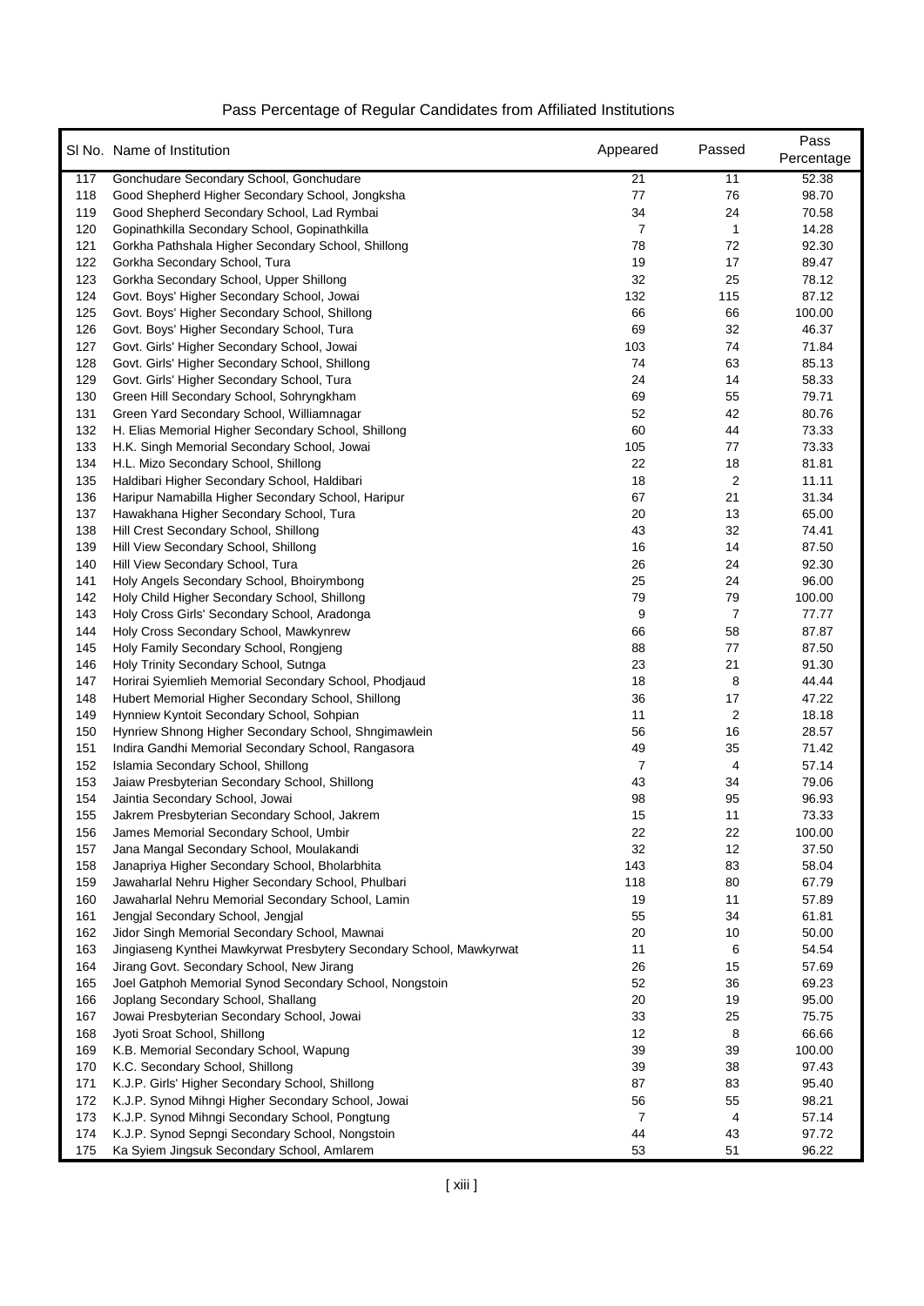# Pass Percentage of Regular Candidates from Affiliated Institutions

| Sl No. | Name of Institution | Appeared | Passed | Pass Percentage |
|---|---|---|---|---|
| 117 | Gonchudare Secondary School, Gonchudare | 21 | 11 | 52.38 |
| 118 | Good Shepherd Higher Secondary School, Jongksha | 77 | 76 | 98.70 |
| 119 | Good Shepherd Secondary School, Lad Rymbai | 34 | 24 | 70.58 |
| 120 | Gopinathkilla Secondary School, Gopinathkilla | 7 | 1 | 14.28 |
| 121 | Gorkha Pathshala Higher Secondary School, Shillong | 78 | 72 | 92.30 |
| 122 | Gorkha Secondary School, Tura | 19 | 17 | 89.47 |
| 123 | Gorkha Secondary School, Upper Shillong | 32 | 25 | 78.12 |
| 124 | Govt. Boys' Higher Secondary School, Jowai | 132 | 115 | 87.12 |
| 125 | Govt. Boys' Higher Secondary School, Shillong | 66 | 66 | 100.00 |
| 126 | Govt. Boys' Higher Secondary School, Tura | 69 | 32 | 46.37 |
| 127 | Govt. Girls' Higher Secondary School, Jowai | 103 | 74 | 71.84 |
| 128 | Govt. Girls' Higher Secondary School, Shillong | 74 | 63 | 85.13 |
| 129 | Govt. Girls' Higher Secondary School, Tura | 24 | 14 | 58.33 |
| 130 | Green Hill Secondary School, Sohryngkham | 69 | 55 | 79.71 |
| 131 | Green Yard Secondary School, Williamnagar | 52 | 42 | 80.76 |
| 132 | H. Elias Memorial Higher Secondary School, Shillong | 60 | 44 | 73.33 |
| 133 | H.K. Singh Memorial Secondary School, Jowai | 105 | 77 | 73.33 |
| 134 | H.L. Mizo Secondary School, Shillong | 22 | 18 | 81.81 |
| 135 | Haldibari Higher Secondary School, Haldibari | 18 | 2 | 11.11 |
| 136 | Haripur Namabilla Higher Secondary School, Haripur | 67 | 21 | 31.34 |
| 137 | Hawakhana Higher Secondary School, Tura | 20 | 13 | 65.00 |
| 138 | Hill Crest Secondary School, Shillong | 43 | 32 | 74.41 |
| 139 | Hill View Secondary School, Shillong | 16 | 14 | 87.50 |
| 140 | Hill View Secondary School, Tura | 26 | 24 | 92.30 |
| 141 | Holy Angels Secondary School, Bhoirymbong | 25 | 24 | 96.00 |
| 142 | Holy Child Higher Secondary School, Shillong | 79 | 79 | 100.00 |
| 143 | Holy Cross Girls' Secondary School, Aradonga | 9 | 7 | 77.77 |
| 144 | Holy Cross Secondary School, Mawkynrew | 66 | 58 | 87.87 |
| 145 | Holy Family Secondary School, Rongjeng | 88 | 77 | 87.50 |
| 146 | Holy Trinity Secondary School, Sutnga | 23 | 21 | 91.30 |
| 147 | Horirai Syiemlieh Memorial Secondary School, Phodjaud | 18 | 8 | 44.44 |
| 148 | Hubert Memorial Higher Secondary School, Shillong | 36 | 17 | 47.22 |
| 149 | Hynniew Kyntoit Secondary School, Sohpian | 11 | 2 | 18.18 |
| 150 | Hynriew Shnong Higher Secondary School, Shngimawlein | 56 | 16 | 28.57 |
| 151 | Indira Gandhi Memorial Secondary School, Rangasora | 49 | 35 | 71.42 |
| 152 | Islamia Secondary School, Shillong | 7 | 4 | 57.14 |
| 153 | Jaiaw Presbyterian Secondary School, Shillong | 43 | 34 | 79.06 |
| 154 | Jaintia Secondary School, Jowai | 98 | 95 | 96.93 |
| 155 | Jakrem Presbyterian Secondary School, Jakrem | 15 | 11 | 73.33 |
| 156 | James Memorial Secondary School, Umbir | 22 | 22 | 100.00 |
| 157 | Jana Mangal Secondary School, Moulakandi | 32 | 12 | 37.50 |
| 158 | Janapriya Higher Secondary School, Bholarbhita | 143 | 83 | 58.04 |
| 159 | Jawaharlal Nehru Higher Secondary School, Phulbari | 118 | 80 | 67.79 |
| 160 | Jawaharlal Nehru Memorial Secondary School, Lamin | 19 | 11 | 57.89 |
| 161 | Jengjal Secondary School, Jengjal | 55 | 34 | 61.81 |
| 162 | Jidor Singh Memorial Secondary School, Mawnai | 20 | 10 | 50.00 |
| 163 | Jingiaseng Kynthei Mawkyrwat Presbytery Secondary School, Mawkyrwat | 11 | 6 | 54.54 |
| 164 | Jirang Govt. Secondary School, New Jirang | 26 | 15 | 57.69 |
| 165 | Joel Gatphoh Memorial Synod Secondary School, Nongstoin | 52 | 36 | 69.23 |
| 166 | Joplang Secondary School, Shallang | 20 | 19 | 95.00 |
| 167 | Jowai Presbyterian Secondary School, Jowai | 33 | 25 | 75.75 |
| 168 | Jyoti Sroat School, Shillong | 12 | 8 | 66.66 |
| 169 | K.B. Memorial Secondary School, Wapung | 39 | 39 | 100.00 |
| 170 | K.C. Secondary School, Shillong | 39 | 38 | 97.43 |
| 171 | K.J.P. Girls' Higher Secondary School, Shillong | 87 | 83 | 95.40 |
| 172 | K.J.P. Synod Mihngi Higher Secondary School, Jowai | 56 | 55 | 98.21 |
| 173 | K.J.P. Synod Mihngi Secondary School, Pongtung | 7 | 4 | 57.14 |
| 174 | K.J.P. Synod Sepngi Secondary School, Nongstoin | 44 | 43 | 97.72 |
| 175 | Ka Syiem Jingsuk Secondary School, Amlarem | 53 | 51 | 96.22 |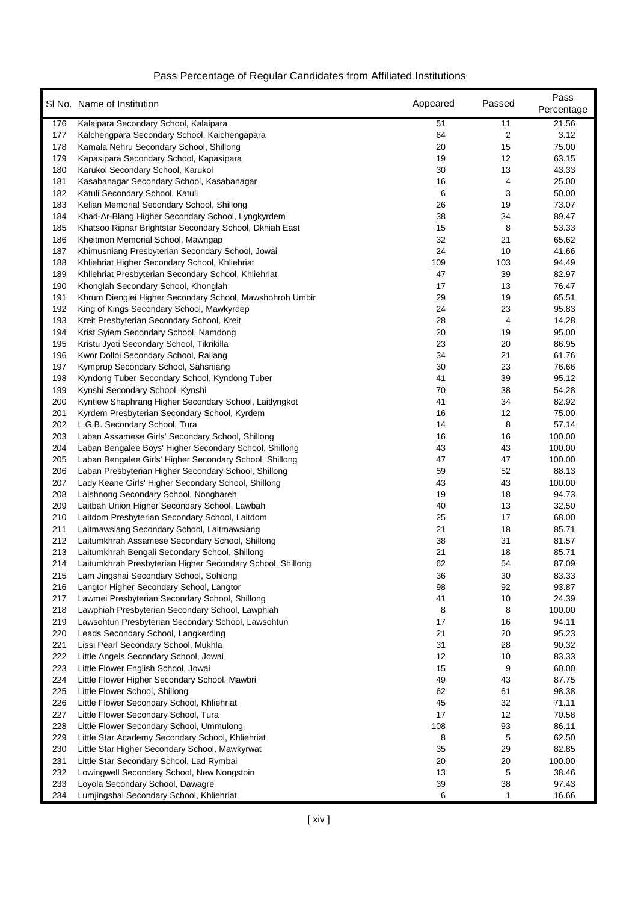## Pass Percentage of Regular Candidates from Affiliated Institutions

| Sl No. | Name of Institution | Appeared | Passed | Pass Percentage |
|---|---|---|---|---|
| 176 | Kalaipara Secondary School, Kalaipara | 51 | 11 | 21.56 |
| 177 | Kalchengpara Secondary School, Kalchengapara | 64 | 2 | 3.12 |
| 178 | Kamala Nehru Secondary School, Shillong | 20 | 15 | 75.00 |
| 179 | Kapasipara Secondary School, Kapasipara | 19 | 12 | 63.15 |
| 180 | Karukol Secondary School, Karukol | 30 | 13 | 43.33 |
| 181 | Kasabanagar Secondary School, Kasabanagar | 16 | 4 | 25.00 |
| 182 | Katuli Secondary School, Katuli | 6 | 3 | 50.00 |
| 183 | Kelian Memorial Secondary School, Shillong | 26 | 19 | 73.07 |
| 184 | Khad-Ar-Blang Higher Secondary School, Lyngkyrdem | 38 | 34 | 89.47 |
| 185 | Khatsoo Ripnar Brightstar Secondary School, Dkhiah East | 15 | 8 | 53.33 |
| 186 | Kheitmon Memorial School, Mawngap | 32 | 21 | 65.62 |
| 187 | Khimusniang Presbyterian Secondary School, Jowai | 24 | 10 | 41.66 |
| 188 | Khliehriat Higher Secondary School, Khliehriat | 109 | 103 | 94.49 |
| 189 | Khliehriat Presbyterian Secondary School, Khliehriat | 47 | 39 | 82.97 |
| 190 | Khonglah Secondary School, Khonglah | 17 | 13 | 76.47 |
| 191 | Khrum Diengiei Higher Secondary School, Mawshohroh Umbir | 29 | 19 | 65.51 |
| 192 | King of Kings Secondary School, Mawkyrdep | 24 | 23 | 95.83 |
| 193 | Kreit Presbyterian Secondary School, Kreit | 28 | 4 | 14.28 |
| 194 | Krist Syiem Secondary School, Namdong | 20 | 19 | 95.00 |
| 195 | Kristu Jyoti Secondary School, Tikrikilla | 23 | 20 | 86.95 |
| 196 | Kwor Dolloi Secondary School, Raliang | 34 | 21 | 61.76 |
| 197 | Kymprup Secondary School, Sahsniang | 30 | 23 | 76.66 |
| 198 | Kyndong Tuber Secondary School, Kyndong Tuber | 41 | 39 | 95.12 |
| 199 | Kynshi Secondary School, Kynshi | 70 | 38 | 54.28 |
| 200 | Kyntiew Shaphrang Higher Secondary School, Laitlyngkot | 41 | 34 | 82.92 |
| 201 | Kyrdem Presbyterian Secondary School, Kyrdem | 16 | 12 | 75.00 |
| 202 | L.G.B. Secondary School, Tura | 14 | 8 | 57.14 |
| 203 | Laban Assamese Girls' Secondary School, Shillong | 16 | 16 | 100.00 |
| 204 | Laban Bengalee Boys' Higher Secondary School, Shillong | 43 | 43 | 100.00 |
| 205 | Laban Bengalee Girls' Higher Secondary School, Shillong | 47 | 47 | 100.00 |
| 206 | Laban Presbyterian Higher Secondary School, Shillong | 59 | 52 | 88.13 |
| 207 | Lady Keane Girls' Higher Secondary School, Shillong | 43 | 43 | 100.00 |
| 208 | Laishnong Secondary School, Nongbareh | 19 | 18 | 94.73 |
| 209 | Laitbah Union Higher Secondary School, Lawbah | 40 | 13 | 32.50 |
| 210 | Laitdom Presbyterian Secondary School, Laitdom | 25 | 17 | 68.00 |
| 211 | Laitmawsiang Secondary School, Laitmawsiang | 21 | 18 | 85.71 |
| 212 | Laitumkhrah Assamese Secondary School, Shillong | 38 | 31 | 81.57 |
| 213 | Laitumkhrah Bengali Secondary School, Shillong | 21 | 18 | 85.71 |
| 214 | Laitumkhrah Presbyterian Higher Secondary School, Shillong | 62 | 54 | 87.09 |
| 215 | Lam Jingshai Secondary School, Sohiong | 36 | 30 | 83.33 |
| 216 | Langtor Higher Secondary School, Langtor | 98 | 92 | 93.87 |
| 217 | Lawmei Presbyterian Secondary School, Shillong | 41 | 10 | 24.39 |
| 218 | Lawphiah Presbyterian Secondary School, Lawphiah | 8 | 8 | 100.00 |
| 219 | Lawsohtun Presbyterian Secondary School, Lawsohtun | 17 | 16 | 94.11 |
| 220 | Leads Secondary School, Langkerding | 21 | 20 | 95.23 |
| 221 | Lissi Pearl Secondary School, Mukhla | 31 | 28 | 90.32 |
| 222 | Little Angels Secondary School, Jowai | 12 | 10 | 83.33 |
| 223 | Little Flower English School, Jowai | 15 | 9 | 60.00 |
| 224 | Little Flower Higher Secondary School, Mawbri | 49 | 43 | 87.75 |
| 225 | Little Flower School, Shillong | 62 | 61 | 98.38 |
| 226 | Little Flower Secondary School, Khliehriat | 45 | 32 | 71.11 |
| 227 | Little Flower Secondary School, Tura | 17 | 12 | 70.58 |
| 228 | Little Flower Secondary School, Ummulong | 108 | 93 | 86.11 |
| 229 | Little Star Academy Secondary School, Khliehriat | 8 | 5 | 62.50 |
| 230 | Little Star Higher Secondary School, Mawkyrwat | 35 | 29 | 82.85 |
| 231 | Little Star Secondary School, Lad Rymbai | 20 | 20 | 100.00 |
| 232 | Lowingwell Secondary School, New Nongstoin | 13 | 5 | 38.46 |
| 233 | Loyola Secondary School, Dawagre | 39 | 38 | 97.43 |
| 234 | Lumjingshai Secondary School, Khliehriat | 6 | 1 | 16.66 |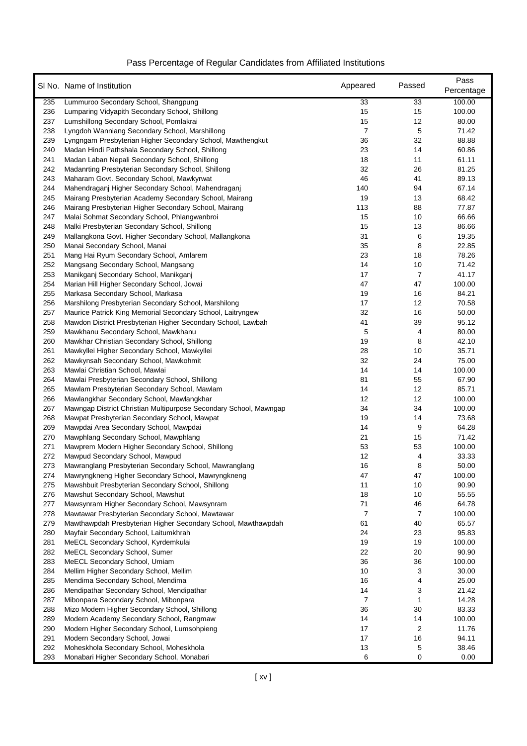# Pass Percentage of Regular Candidates from Affiliated Institutions

| Sl No. | Name of Institution | Appeared | Passed | Pass Percentage |
|---|---|---|---|---|
| 235 | Lummuroo Secondary School, Shangpung | 33 | 33 | 100.00 |
| 236 | Lumparing Vidyapith Secondary School, Shillong | 15 | 15 | 100.00 |
| 237 | Lumshillong Secondary School, Pomlakrai | 15 | 12 | 80.00 |
| 238 | Lyngdoh Wanniang Secondary School, Marshillong | 7 | 5 | 71.42 |
| 239 | Lyngngam Presbyterian Higher Secondary School, Mawthengkut | 36 | 32 | 88.88 |
| 240 | Madan Hindi Pathshala Secondary School, Shillong | 23 | 14 | 60.86 |
| 241 | Madan Laban Nepali Secondary School, Shillong | 18 | 11 | 61.11 |
| 242 | Madanrting Presbyterian Secondary School, Shillong | 32 | 26 | 81.25 |
| 243 | Maharam Govt. Secondary School, Mawkyrwat | 46 | 41 | 89.13 |
| 244 | Mahendraganj Higher Secondary School, Mahendraganj | 140 | 94 | 67.14 |
| 245 | Mairang Presbyterian Academy Secondary School, Mairang | 19 | 13 | 68.42 |
| 246 | Mairang Presbyterian Higher Secondary School, Mairang | 113 | 88 | 77.87 |
| 247 | Malai Sohmat Secondary School, Phlangwanbroi | 15 | 10 | 66.66 |
| 248 | Malki Presbyterian Secondary School, Shillong | 15 | 13 | 86.66 |
| 249 | Mallangkona Govt. Higher Secondary School, Mallangkona | 31 | 6 | 19.35 |
| 250 | Manai Secondary School, Manai | 35 | 8 | 22.85 |
| 251 | Mang Hai Ryum Secondary School, Amlarem | 23 | 18 | 78.26 |
| 252 | Mangsang Secondary School, Mangsang | 14 | 10 | 71.42 |
| 253 | Manikganj Secondary School, Manikganj | 17 | 7 | 41.17 |
| 254 | Marian Hill Higher Secondary School, Jowai | 47 | 47 | 100.00 |
| 255 | Markasa Secondary School, Markasa | 19 | 16 | 84.21 |
| 256 | Marshilong Presbyterian Secondary School, Marshilong | 17 | 12 | 70.58 |
| 257 | Maurice Patrick King Memorial Secondary School, Laitryngew | 32 | 16 | 50.00 |
| 258 | Mawdon District Presbyterian Higher Secondary School, Lawbah | 41 | 39 | 95.12 |
| 259 | Mawkhanu Secondary School, Mawkhanu | 5 | 4 | 80.00 |
| 260 | Mawkhar Christian Secondary School, Shillong | 19 | 8 | 42.10 |
| 261 | Mawkyllei Higher Secondary School, Mawkyllei | 28 | 10 | 35.71 |
| 262 | Mawkynsah Secondary School, Mawkohmit | 32 | 24 | 75.00 |
| 263 | Mawlai Christian School, Mawlai | 14 | 14 | 100.00 |
| 264 | Mawlai Presbyterian Secondary School, Shillong | 81 | 55 | 67.90 |
| 265 | Mawlam Presbyterian Secondary School, Mawlam | 14 | 12 | 85.71 |
| 266 | Mawlangkhar Secondary School, Mawlangkhar | 12 | 12 | 100.00 |
| 267 | Mawngap District Christian Multipurpose Secondary School, Mawngap | 34 | 34 | 100.00 |
| 268 | Mawpat Presbyterian Secondary School, Mawpat | 19 | 14 | 73.68 |
| 269 | Mawpdai Area Secondary School, Mawpdai | 14 | 9 | 64.28 |
| 270 | Mawphlang Secondary School, Mawphlang | 21 | 15 | 71.42 |
| 271 | Mawprem Modern Higher Secondary School, Shillong | 53 | 53 | 100.00 |
| 272 | Mawpud Secondary School, Mawpud | 12 | 4 | 33.33 |
| 273 | Mawranglang Presbyterian Secondary School, Mawranglang | 16 | 8 | 50.00 |
| 274 | Mawryngkneng Higher Secondary School, Mawryngkneng | 47 | 47 | 100.00 |
| 275 | Mawshbuit Presbyterian Secondary School, Shillong | 11 | 10 | 90.90 |
| 276 | Mawshut Secondary School, Mawshut | 18 | 10 | 55.55 |
| 277 | Mawsynram Higher Secondary School, Mawsynram | 71 | 46 | 64.78 |
| 278 | Mawtawar Presbyterian Secondary School, Mawtawar | 7 | 7 | 100.00 |
| 279 | Mawthawpdah Presbyterian Higher Secondary School, Mawthawpdah | 61 | 40 | 65.57 |
| 280 | Mayfair Secondary School, Laitumkhrah | 24 | 23 | 95.83 |
| 281 | MeECL Secondary School, Kyrdemkulai | 19 | 19 | 100.00 |
| 282 | MeECL Secondary School, Sumer | 22 | 20 | 90.90 |
| 283 | MeECL Secondary School, Umiam | 36 | 36 | 100.00 |
| 284 | Mellim Higher Secondary School, Mellim | 10 | 3 | 30.00 |
| 285 | Mendima Secondary School, Mendima | 16 | 4 | 25.00 |
| 286 | Mendipathar Secondary School, Mendipathar | 14 | 3 | 21.42 |
| 287 | Mibonpara Secondary School, Mibonpara | 7 | 1 | 14.28 |
| 288 | Mizo Modern Higher Secondary School, Shillong | 36 | 30 | 83.33 |
| 289 | Modern Academy Secondary School, Rangmaw | 14 | 14 | 100.00 |
| 290 | Modern Higher Secondary School, Lumsohpieng | 17 | 2 | 11.76 |
| 291 | Modern Secondary School, Jowai | 17 | 16 | 94.11 |
| 292 | Moheskhola Secondary School, Moheskhola | 13 | 5 | 38.46 |
| 293 | Monabari Higher Secondary School, Monabari | 6 | 0 | 0.00 |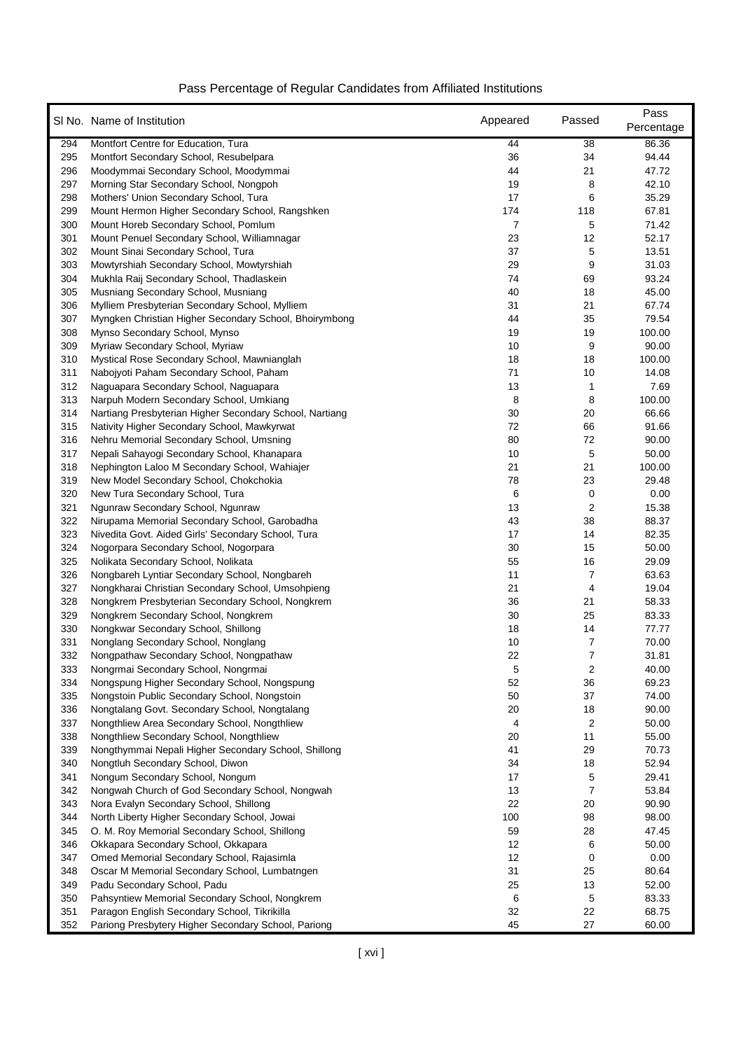Pass Percentage of Regular Candidates from Affiliated Institutions

| Sl No. | Name of Institution | Appeared | Passed | Pass Percentage |
|---|---|---|---|---|
| 294 | Montfort Centre for Education, Tura | 44 | 38 | 86.36 |
| 295 | Montfort Secondary School, Resubelpara | 36 | 34 | 94.44 |
| 296 | Moodymmai Secondary School, Moodymmai | 44 | 21 | 47.72 |
| 297 | Morning Star Secondary School, Nongpoh | 19 | 8 | 42.10 |
| 298 | Mothers' Union Secondary School, Tura | 17 | 6 | 35.29 |
| 299 | Mount Hermon Higher Secondary School, Rangshken | 174 | 118 | 67.81 |
| 300 | Mount Horeb Secondary School, Pomlum | 7 | 5 | 71.42 |
| 301 | Mount Penuel Secondary School, Williamnagar | 23 | 12 | 52.17 |
| 302 | Mount Sinai Secondary School, Tura | 37 | 5 | 13.51 |
| 303 | Mowtyrshiah Secondary School, Mowtyrshiah | 29 | 9 | 31.03 |
| 304 | Mukhla Raij Secondary School, Thadlaskein | 74 | 69 | 93.24 |
| 305 | Musniang Secondary School, Musniang | 40 | 18 | 45.00 |
| 306 | Mylliem Presbyterian Secondary School, Mylliem | 31 | 21 | 67.74 |
| 307 | Myngken Christian Higher Secondary School, Bhoirymbong | 44 | 35 | 79.54 |
| 308 | Mynso Secondary School, Mynso | 19 | 19 | 100.00 |
| 309 | Myriaw Secondary School, Myriaw | 10 | 9 | 90.00 |
| 310 | Mystical Rose Secondary School, Mawnianglah | 18 | 18 | 100.00 |
| 311 | Nabojyoti Paham Secondary School, Paham | 71 | 10 | 14.08 |
| 312 | Naguapara Secondary School, Naguapara | 13 | 1 | 7.69 |
| 313 | Narpuh Modern Secondary School, Umkiang | 8 | 8 | 100.00 |
| 314 | Nartiang Presbyterian Higher Secondary School, Nartiang | 30 | 20 | 66.66 |
| 315 | Nativity Higher Secondary School, Mawkyrwat | 72 | 66 | 91.66 |
| 316 | Nehru Memorial Secondary School, Umsning | 80 | 72 | 90.00 |
| 317 | Nepali Sahayogi Secondary School, Khanapara | 10 | 5 | 50.00 |
| 318 | Nephington Laloo M Secondary School, Wahiajer | 21 | 21 | 100.00 |
| 319 | New Model Secondary School, Chokchokia | 78 | 23 | 29.48 |
| 320 | New Tura Secondary School, Tura | 6 | 0 | 0.00 |
| 321 | Ngunraw Secondary School, Ngunraw | 13 | 2 | 15.38 |
| 322 | Nirupama Memorial Secondary School, Garobadha | 43 | 38 | 88.37 |
| 323 | Nivedita Govt. Aided Girls' Secondary School, Tura | 17 | 14 | 82.35 |
| 324 | Nogorpara Secondary School, Nogorpara | 30 | 15 | 50.00 |
| 325 | Nolikata Secondary School, Nolikata | 55 | 16 | 29.09 |
| 326 | Nongbareh Lyntiar Secondary School, Nongbareh | 11 | 7 | 63.63 |
| 327 | Nongkharai Christian Secondary School, Umsohpieng | 21 | 4 | 19.04 |
| 328 | Nongkrem Presbyterian Secondary School, Nongkrem | 36 | 21 | 58.33 |
| 329 | Nongkrem Secondary School, Nongkrem | 30 | 25 | 83.33 |
| 330 | Nongkwar Secondary School, Shillong | 18 | 14 | 77.77 |
| 331 | Nonglang Secondary School, Nonglang | 10 | 7 | 70.00 |
| 332 | Nongpathaw Secondary School, Nongpathaw | 22 | 7 | 31.81 |
| 333 | Nongrmai Secondary School, Nongrmai | 5 | 2 | 40.00 |
| 334 | Nongspung Higher Secondary School, Nongspung | 52 | 36 | 69.23 |
| 335 | Nongstoin Public Secondary School, Nongstoin | 50 | 37 | 74.00 |
| 336 | Nongtalang Govt. Secondary School, Nongtalang | 20 | 18 | 90.00 |
| 337 | Nongthliew Area Secondary School, Nongthliew | 4 | 2 | 50.00 |
| 338 | Nongthliew Secondary School, Nongthliew | 20 | 11 | 55.00 |
| 339 | Nongthymmai Nepali Higher Secondary School, Shillong | 41 | 29 | 70.73 |
| 340 | Nongtluh Secondary School, Diwon | 34 | 18 | 52.94 |
| 341 | Nongum Secondary School, Nongum | 17 | 5 | 29.41 |
| 342 | Nongwah Church of God Secondary School, Nongwah | 13 | 7 | 53.84 |
| 343 | Nora Evalyn Secondary School, Shillong | 22 | 20 | 90.90 |
| 344 | North Liberty Higher Secondary School, Jowai | 100 | 98 | 98.00 |
| 345 | O. M. Roy Memorial Secondary School, Shillong | 59 | 28 | 47.45 |
| 346 | Okkapara Secondary School, Okkapara | 12 | 6 | 50.00 |
| 347 | Omed Memorial Secondary School, Rajasimla | 12 | 0 | 0.00 |
| 348 | Oscar M Memorial Secondary School, Lumbatngen | 31 | 25 | 80.64 |
| 349 | Padu Secondary School, Padu | 25 | 13 | 52.00 |
| 350 | Pahsyntiew Memorial Secondary School, Nongkrem | 6 | 5 | 83.33 |
| 351 | Paragon English Secondary School, Tikrikilla | 32 | 22 | 68.75 |
| 352 | Pariong Presbytery Higher Secondary School, Pariong | 45 | 27 | 60.00 |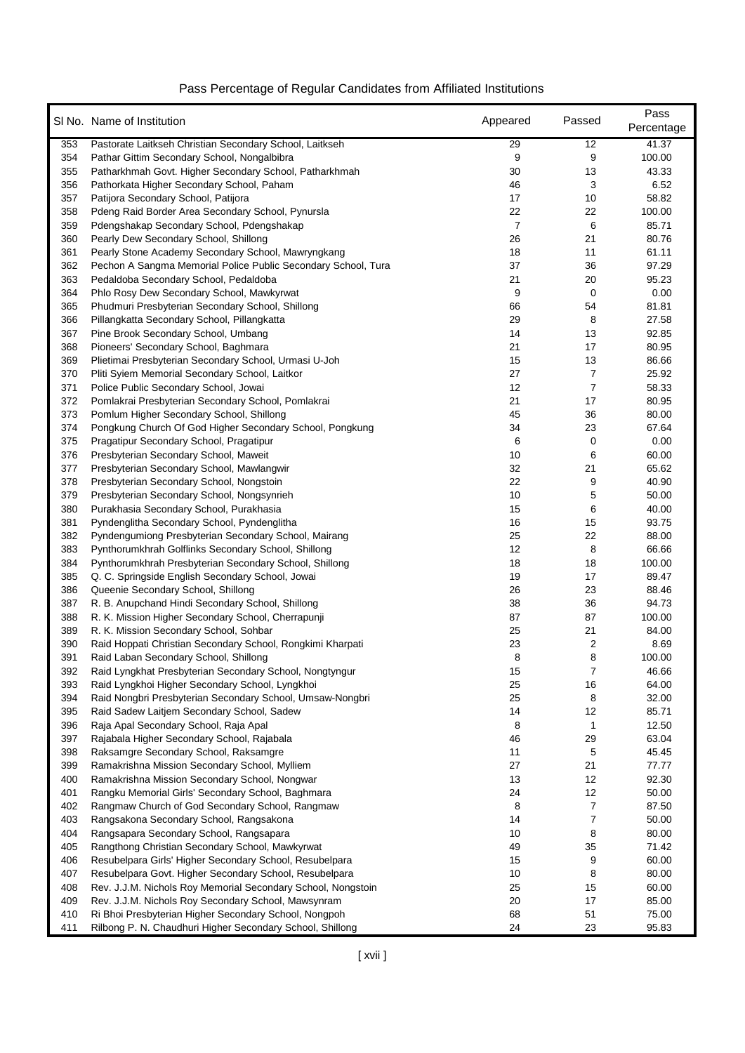# Pass Percentage of Regular Candidates from Affiliated Institutions

| Sl No. | Name of Institution | Appeared | Passed | Pass Percentage |
|---|---|---|---|---|
| 353 | Pastorate Laitkseh Christian Secondary School, Laitkseh | 29 | 12 | 41.37 |
| 354 | Pathar Gittim Secondary School, Nongalbibra | 9 | 9 | 100.00 |
| 355 | Patharkhmah Govt. Higher Secondary School, Patharkhmah | 30 | 13 | 43.33 |
| 356 | Pathorkata Higher Secondary School, Paham | 46 | 3 | 6.52 |
| 357 | Patijora Secondary School, Patijora | 17 | 10 | 58.82 |
| 358 | Pdeng Raid Border Area Secondary School, Pynursla | 22 | 22 | 100.00 |
| 359 | Pdengshakap Secondary School, Pdengshakap | 7 | 6 | 85.71 |
| 360 | Pearly Dew Secondary School, Shillong | 26 | 21 | 80.76 |
| 361 | Pearly Stone Academy Secondary School, Mawryngkang | 18 | 11 | 61.11 |
| 362 | Pechon A Sangma Memorial Police Public Secondary School, Tura | 37 | 36 | 97.29 |
| 363 | Pedaldoba Secondary School, Pedaldoba | 21 | 20 | 95.23 |
| 364 | Phlo Rosy Dew Secondary School, Mawkyrwat | 9 | 0 | 0.00 |
| 365 | Phudmuri Presbyterian Secondary School, Shillong | 66 | 54 | 81.81 |
| 366 | Pillangkatta Secondary School, Pillangkatta | 29 | 8 | 27.58 |
| 367 | Pine Brook Secondary School, Umbang | 14 | 13 | 92.85 |
| 368 | Pioneers' Secondary School, Baghmara | 21 | 17 | 80.95 |
| 369 | Plietimai Presbyterian Secondary School, Urmasi U-Joh | 15 | 13 | 86.66 |
| 370 | Pliti Syiem Memorial Secondary School, Laitkor | 27 | 7 | 25.92 |
| 371 | Police Public Secondary School, Jowai | 12 | 7 | 58.33 |
| 372 | Pomlakrai Presbyterian Secondary School, Pomlakrai | 21 | 17 | 80.95 |
| 373 | Pomlum Higher Secondary School, Shillong | 45 | 36 | 80.00 |
| 374 | Pongkung Church Of God Higher Secondary School, Pongkung | 34 | 23 | 67.64 |
| 375 | Pragatipur Secondary School, Pragatipur | 6 | 0 | 0.00 |
| 376 | Presbyterian Secondary School, Maweit | 10 | 6 | 60.00 |
| 377 | Presbyterian Secondary School, Mawlangwir | 32 | 21 | 65.62 |
| 378 | Presbyterian Secondary School, Nongstoin | 22 | 9 | 40.90 |
| 379 | Presbyterian Secondary School, Nongsynrieh | 10 | 5 | 50.00 |
| 380 | Purakhasia Secondary School, Purakhasia | 15 | 6 | 40.00 |
| 381 | Pyndenglitha Secondary School, Pyndenglitha | 16 | 15 | 93.75 |
| 382 | Pyndengumiong Presbyterian Secondary School, Mairang | 25 | 22 | 88.00 |
| 383 | Pynthorumkhrah Golflinks Secondary School, Shillong | 12 | 8 | 66.66 |
| 384 | Pynthorumkhrah Presbyterian Secondary School, Shillong | 18 | 18 | 100.00 |
| 385 | Q. C. Springside English Secondary School, Jowai | 19 | 17 | 89.47 |
| 386 | Queenie Secondary School, Shillong | 26 | 23 | 88.46 |
| 387 | R. B. Anupchand Hindi Secondary School, Shillong | 38 | 36 | 94.73 |
| 388 | R. K. Mission Higher Secondary School, Cherrapunji | 87 | 87 | 100.00 |
| 389 | R. K. Mission Secondary School, Sohbar | 25 | 21 | 84.00 |
| 390 | Raid Hoppati Christian Secondary School, Rongkimi Kharpati | 23 | 2 | 8.69 |
| 391 | Raid Laban Secondary School, Shillong | 8 | 8 | 100.00 |
| 392 | Raid Lyngkhat Presbyterian Secondary School, Nongtyngur | 15 | 7 | 46.66 |
| 393 | Raid Lyngkhoi Higher Secondary School, Lyngkhoi | 25 | 16 | 64.00 |
| 394 | Raid Nongbri Presbyterian Secondary School, Umsaw-Nongbri | 25 | 8 | 32.00 |
| 395 | Raid Sadew Laitjem Secondary School, Sadew | 14 | 12 | 85.71 |
| 396 | Raja Apal Secondary School, Raja Apal | 8 | 1 | 12.50 |
| 397 | Rajabala Higher Secondary School, Rajabala | 46 | 29 | 63.04 |
| 398 | Raksamgre Secondary School, Raksamgre | 11 | 5 | 45.45 |
| 399 | Ramakrishna Mission Secondary School, Mylliem | 27 | 21 | 77.77 |
| 400 | Ramakrishna Mission Secondary School, Nongwar | 13 | 12 | 92.30 |
| 401 | Rangku Memorial Girls' Secondary School, Baghmara | 24 | 12 | 50.00 |
| 402 | Rangmaw Church of God Secondary School, Rangmaw | 8 | 7 | 87.50 |
| 403 | Rangsakona Secondary School, Rangsakona | 14 | 7 | 50.00 |
| 404 | Rangsapara Secondary School, Rangsapara | 10 | 8 | 80.00 |
| 405 | Rangthong Christian Secondary School, Mawkyrwat | 49 | 35 | 71.42 |
| 406 | Resubelpara Girls' Higher Secondary School, Resubelpara | 15 | 9 | 60.00 |
| 407 | Resubelpara Govt. Higher Secondary School, Resubelpara | 10 | 8 | 80.00 |
| 408 | Rev. J.J.M. Nichols Roy Memorial Secondary School, Nongstoin | 25 | 15 | 60.00 |
| 409 | Rev. J.J.M. Nichols Roy Secondary School, Mawsynram | 20 | 17 | 85.00 |
| 410 | Ri Bhoi Presbyterian Higher Secondary School, Nongpoh | 68 | 51 | 75.00 |
| 411 | Rilbong P. N. Chaudhuri Higher Secondary School, Shillong | 24 | 23 | 95.83 |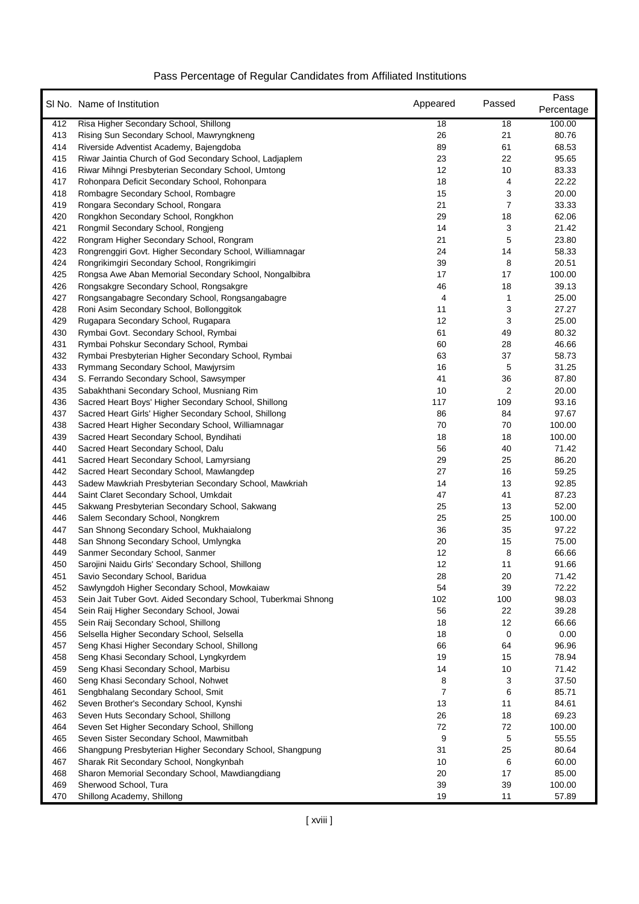# Pass Percentage of Regular Candidates from Affiliated Institutions

| Sl No. | Name of Institution | Appeared | Passed | Pass Percentage |
|---|---|---|---|---|
| 412 | Risa Higher Secondary School, Shillong | 18 | 18 | 100.00 |
| 413 | Rising Sun Secondary School, Mawryngkneng | 26 | 21 | 80.76 |
| 414 | Riverside Adventist Academy, Bajengdoba | 89 | 61 | 68.53 |
| 415 | Riwar Jaintia Church of God Secondary School, Ladjaplem | 23 | 22 | 95.65 |
| 416 | Riwar Mihngi Presbyterian Secondary School, Umtong | 12 | 10 | 83.33 |
| 417 | Rohonpara Deficit Secondary School, Rohonpara | 18 | 4 | 22.22 |
| 418 | Rombagre Secondary School, Rombagre | 15 | 3 | 20.00 |
| 419 | Rongara Secondary School, Rongara | 21 | 7 | 33.33 |
| 420 | Rongkhon Secondary School, Rongkhon | 29 | 18 | 62.06 |
| 421 | Rongmil Secondary School, Rongjeng | 14 | 3 | 21.42 |
| 422 | Rongram Higher Secondary School, Rongram | 21 | 5 | 23.80 |
| 423 | Rongrenggiri Govt. Higher Secondary School, Williamnagar | 24 | 14 | 58.33 |
| 424 | Rongrikimgiri Secondary School, Rongrikimgiri | 39 | 8 | 20.51 |
| 425 | Rongsa Awe Aban Memorial Secondary School, Nongalbibra | 17 | 17 | 100.00 |
| 426 | Rongsakgre Secondary School, Rongsakgre | 46 | 18 | 39.13 |
| 427 | Rongsangabagre Secondary School, Rongsangabagre | 4 | 1 | 25.00 |
| 428 | Roni Asim Secondary School, Bollonggitok | 11 | 3 | 27.27 |
| 429 | Rugapara Secondary School, Rugapara | 12 | 3 | 25.00 |
| 430 | Rymbai Govt. Secondary School, Rymbai | 61 | 49 | 80.32 |
| 431 | Rymbai Pohskur Secondary School, Rymbai | 60 | 28 | 46.66 |
| 432 | Rymbai Presbyterian Higher Secondary School, Rymbai | 63 | 37 | 58.73 |
| 433 | Rymmang Secondary School, Mawjyrsim | 16 | 5 | 31.25 |
| 434 | S. Ferrando Secondary School, Sawsymper | 41 | 36 | 87.80 |
| 435 | Sabakhthani Secondary School, Musniang Rim | 10 | 2 | 20.00 |
| 436 | Sacred Heart Boys' Higher Secondary School, Shillong | 117 | 109 | 93.16 |
| 437 | Sacred Heart Girls' Higher Secondary School, Shillong | 86 | 84 | 97.67 |
| 438 | Sacred Heart Higher Secondary School, Williamnagar | 70 | 70 | 100.00 |
| 439 | Sacred Heart Secondary School, Byndihati | 18 | 18 | 100.00 |
| 440 | Sacred Heart Secondary School, Dalu | 56 | 40 | 71.42 |
| 441 | Sacred Heart Secondary School, Lamyrsiang | 29 | 25 | 86.20 |
| 442 | Sacred Heart Secondary School, Mawlangdep | 27 | 16 | 59.25 |
| 443 | Sadew Mawkriah Presbyterian Secondary School, Mawkriah | 14 | 13 | 92.85 |
| 444 | Saint Claret Secondary School, Umkdait | 47 | 41 | 87.23 |
| 445 | Sakwang Presbyterian Secondary School, Sakwang | 25 | 13 | 52.00 |
| 446 | Salem Secondary School, Nongkrem | 25 | 25 | 100.00 |
| 447 | San Shnong Secondary School, Mukhaialong | 36 | 35 | 97.22 |
| 448 | San Shnong Secondary School, Umlyngka | 20 | 15 | 75.00 |
| 449 | Sanmer Secondary School, Sanmer | 12 | 8 | 66.66 |
| 450 | Sarojini Naidu Girls' Secondary School, Shillong | 12 | 11 | 91.66 |
| 451 | Savio Secondary School, Baridua | 28 | 20 | 71.42 |
| 452 | Sawlyngdoh Higher Secondary School, Mowkaiaw | 54 | 39 | 72.22 |
| 453 | Sein Jait Tuber Govt. Aided Secondary School, Tuberkmai Shnong | 102 | 100 | 98.03 |
| 454 | Sein Raij Higher Secondary School, Jowai | 56 | 22 | 39.28 |
| 455 | Sein Raij Secondary School, Shillong | 18 | 12 | 66.66 |
| 456 | Selsella Higher Secondary School, Selsella | 18 | 0 | 0.00 |
| 457 | Seng Khasi Higher Secondary School, Shillong | 66 | 64 | 96.96 |
| 458 | Seng Khasi Secondary School, Lyngkyrdem | 19 | 15 | 78.94 |
| 459 | Seng Khasi Secondary School, Marbisu | 14 | 10 | 71.42 |
| 460 | Seng Khasi Secondary School, Nohwet | 8 | 3 | 37.50 |
| 461 | Sengbhalang Secondary School, Smit | 7 | 6 | 85.71 |
| 462 | Seven Brother's Secondary School, Kynshi | 13 | 11 | 84.61 |
| 463 | Seven Huts Secondary School, Shillong | 26 | 18 | 69.23 |
| 464 | Seven Set Higher Secondary School, Shillong | 72 | 72 | 100.00 |
| 465 | Seven Sister Secondary School, Mawmitbah | 9 | 5 | 55.55 |
| 466 | Shangpung Presbyterian Higher Secondary School, Shangpung | 31 | 25 | 80.64 |
| 467 | Sharak Rit Secondary School, Nongkynbah | 10 | 6 | 60.00 |
| 468 | Sharon Memorial Secondary School, Mawdiangdiang | 20 | 17 | 85.00 |
| 469 | Sherwood School, Tura | 39 | 39 | 100.00 |
| 470 | Shillong Academy, Shillong | 19 | 11 | 57.89 |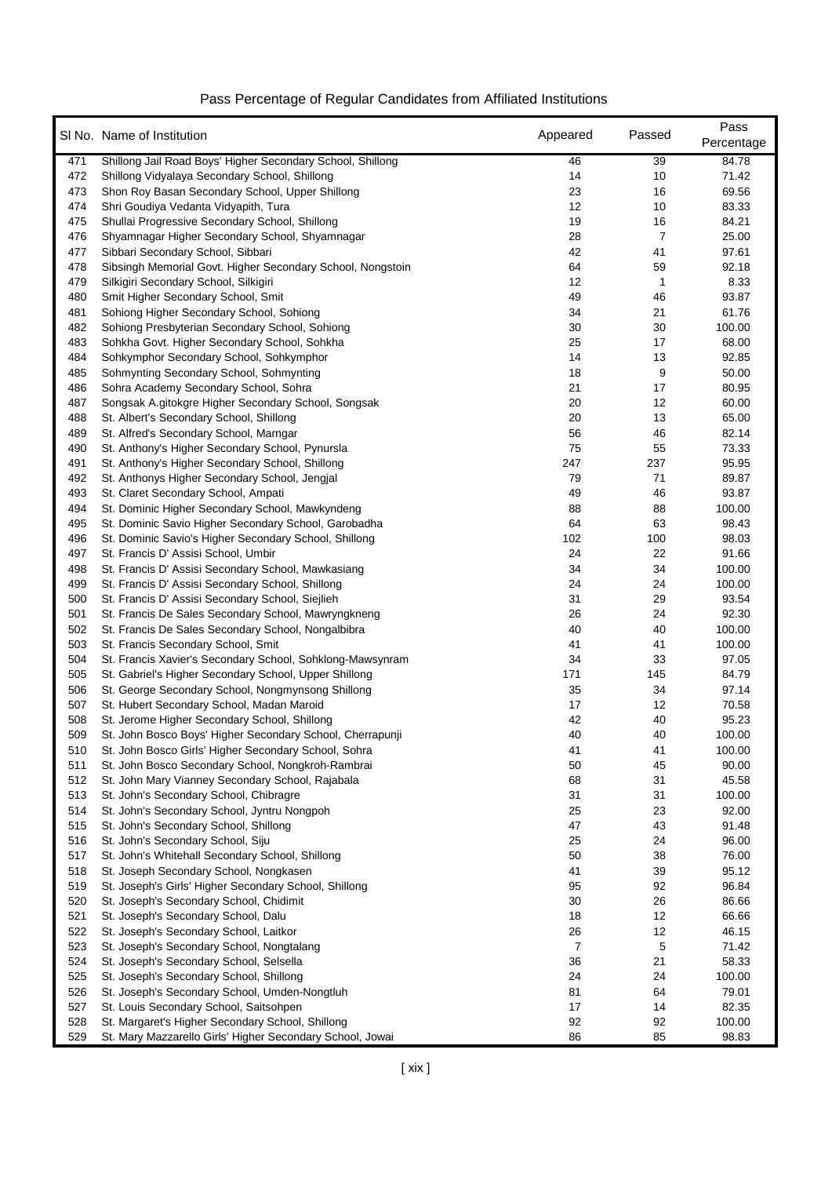# Pass Percentage of Regular Candidates from Affiliated Institutions

| Sl No. | Name of Institution | Appeared | Passed | Pass Percentage |
|---|---|---|---|---|
| 471 | Shillong Jail Road Boys' Higher Secondary School, Shillong | 46 | 39 | 84.78 |
| 472 | Shillong Vidyalaya Secondary School, Shillong | 14 | 10 | 71.42 |
| 473 | Shon Roy Basan Secondary School, Upper Shillong | 23 | 16 | 69.56 |
| 474 | Shri Goudiya Vedanta Vidyapith, Tura | 12 | 10 | 83.33 |
| 475 | Shullai Progressive Secondary School, Shillong | 19 | 16 | 84.21 |
| 476 | Shyamnagar Higher Secondary School, Shyamnagar | 28 | 7 | 25.00 |
| 477 | Sibbari Secondary School, Sibbari | 42 | 41 | 97.61 |
| 478 | Sibsingh Memorial Govt. Higher Secondary School, Nongstoin | 64 | 59 | 92.18 |
| 479 | Silkigiri Secondary School, Silkigiri | 12 | 1 | 8.33 |
| 480 | Smit Higher Secondary School, Smit | 49 | 46 | 93.87 |
| 481 | Sohiong Higher Secondary School, Sohiong | 34 | 21 | 61.76 |
| 482 | Sohiong Presbyterian Secondary School, Sohiong | 30 | 30 | 100.00 |
| 483 | Sohkha Govt. Higher Secondary School, Sohkha | 25 | 17 | 68.00 |
| 484 | Sohkymphor Secondary School, Sohkymphor | 14 | 13 | 92.85 |
| 485 | Sohmynting Secondary School, Sohmynting | 18 | 9 | 50.00 |
| 486 | Sohra Academy Secondary School, Sohra | 21 | 17 | 80.95 |
| 487 | Songsak A.gitokgre Higher Secondary School, Songsak | 20 | 12 | 60.00 |
| 488 | St. Albert's Secondary School, Shillong | 20 | 13 | 65.00 |
| 489 | St. Alfred's Secondary School, Marngar | 56 | 46 | 82.14 |
| 490 | St. Anthony's Higher Secondary School, Pynursla | 75 | 55 | 73.33 |
| 491 | St. Anthony's Higher Secondary School, Shillong | 247 | 237 | 95.95 |
| 492 | St. Anthonys Higher Secondary School, Jengjal | 79 | 71 | 89.87 |
| 493 | St. Claret Secondary School, Ampati | 49 | 46 | 93.87 |
| 494 | St. Dominic Higher Secondary School, Mawkyndeng | 88 | 88 | 100.00 |
| 495 | St. Dominic Savio Higher Secondary School, Garobadha | 64 | 63 | 98.43 |
| 496 | St. Dominic Savio's Higher Secondary School, Shillong | 102 | 100 | 98.03 |
| 497 | St. Francis D' Assisi School, Umbir | 24 | 22 | 91.66 |
| 498 | St. Francis D' Assisi Secondary School, Mawkasiang | 34 | 34 | 100.00 |
| 499 | St. Francis D' Assisi Secondary School, Shillong | 24 | 24 | 100.00 |
| 500 | St. Francis D' Assisi Secondary School, Siejlieh | 31 | 29 | 93.54 |
| 501 | St. Francis De Sales Secondary School, Mawryngkneng | 26 | 24 | 92.30 |
| 502 | St. Francis De Sales Secondary School, Nongalbibra | 40 | 40 | 100.00 |
| 503 | St. Francis Secondary School, Smit | 41 | 41 | 100.00 |
| 504 | St. Francis Xavier's Secondary School, Sohklong-Mawsynram | 34 | 33 | 97.05 |
| 505 | St. Gabriel's Higher Secondary School, Upper Shillong | 171 | 145 | 84.79 |
| 506 | St. George Secondary School, Nongmynsong Shillong | 35 | 34 | 97.14 |
| 507 | St. Hubert Secondary School, Madan Maroid | 17 | 12 | 70.58 |
| 508 | St. Jerome Higher Secondary School, Shillong | 42 | 40 | 95.23 |
| 509 | St. John Bosco Boys' Higher Secondary School, Cherrapunji | 40 | 40 | 100.00 |
| 510 | St. John Bosco Girls' Higher Secondary School, Sohra | 41 | 41 | 100.00 |
| 511 | St. John Bosco Secondary School, Nongkroh-Rambrai | 50 | 45 | 90.00 |
| 512 | St. John Mary Vianney Secondary School, Rajabala | 68 | 31 | 45.58 |
| 513 | St. John's Secondary School, Chibragre | 31 | 31 | 100.00 |
| 514 | St. John's Secondary School, Jyntru Nongpoh | 25 | 23 | 92.00 |
| 515 | St. John's Secondary School, Shillong | 47 | 43 | 91.48 |
| 516 | St. John's Secondary School, Siju | 25 | 24 | 96.00 |
| 517 | St. John's Whitehall Secondary School, Shillong | 50 | 38 | 76.00 |
| 518 | St. Joseph Secondary School, Nongkasen | 41 | 39 | 95.12 |
| 519 | St. Joseph's Girls' Higher Secondary School, Shillong | 95 | 92 | 96.84 |
| 520 | St. Joseph's Secondary School, Chidimit | 30 | 26 | 86.66 |
| 521 | St. Joseph's Secondary School, Dalu | 18 | 12 | 66.66 |
| 522 | St. Joseph's Secondary School, Laitkor | 26 | 12 | 46.15 |
| 523 | St. Joseph's Secondary School, Nongtalang | 7 | 5 | 71.42 |
| 524 | St. Joseph's Secondary School, Selsella | 36 | 21 | 58.33 |
| 525 | St. Joseph's Secondary School, Shillong | 24 | 24 | 100.00 |
| 526 | St. Joseph's Secondary School, Umden-Nongtluh | 81 | 64 | 79.01 |
| 527 | St. Louis Secondary School, Saitsohpen | 17 | 14 | 82.35 |
| 528 | St. Margaret's Higher Secondary School, Shillong | 92 | 92 | 100.00 |
| 529 | St. Mary Mazzarello Girls' Higher Secondary School, Jowai | 86 | 85 | 98.83 |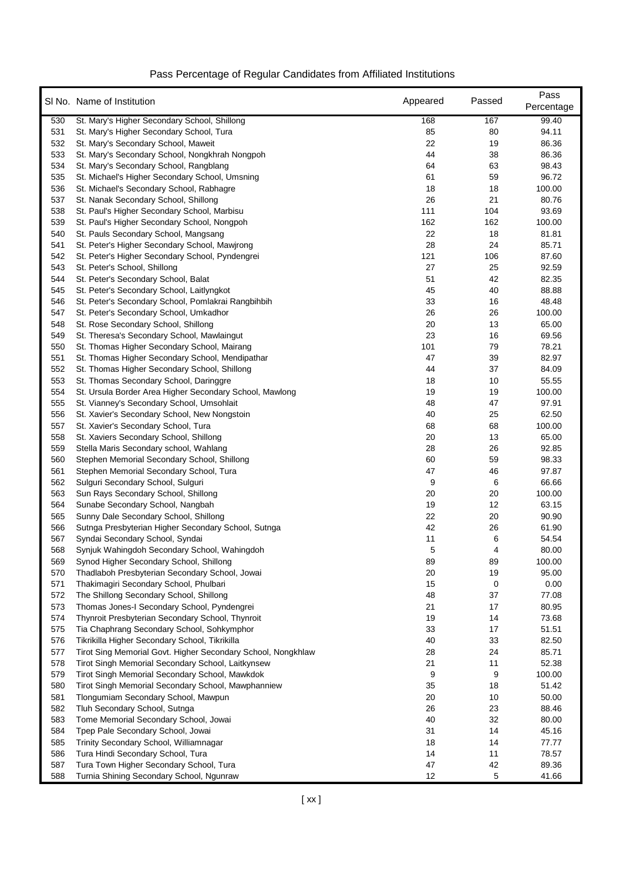# Pass Percentage of Regular Candidates from Affiliated Institutions

| Sl No. | Name of Institution | Appeared | Passed | Pass Percentage |
|---|---|---|---|---|
| 530 | St. Mary's Higher Secondary School, Shillong | 168 | 167 | 99.40 |
| 531 | St. Mary's Higher Secondary School, Tura | 85 | 80 | 94.11 |
| 532 | St. Mary's Secondary School, Maweit | 22 | 19 | 86.36 |
| 533 | St. Mary's Secondary School, Nongkhrah Nongpoh | 44 | 38 | 86.36 |
| 534 | St. Mary's Secondary School, Rangblang | 64 | 63 | 98.43 |
| 535 | St. Michael's Higher Secondary School, Umsning | 61 | 59 | 96.72 |
| 536 | St. Michael's Secondary School, Rabhagre | 18 | 18 | 100.00 |
| 537 | St. Nanak Secondary School, Shillong | 26 | 21 | 80.76 |
| 538 | St. Paul's Higher Secondary School, Marbisu | 111 | 104 | 93.69 |
| 539 | St. Paul's Higher Secondary School, Nongpoh | 162 | 162 | 100.00 |
| 540 | St. Pauls Secondary School, Mangsang | 22 | 18 | 81.81 |
| 541 | St. Peter's Higher Secondary School, Mawjrong | 28 | 24 | 85.71 |
| 542 | St. Peter's Higher Secondary School, Pyndengrei | 121 | 106 | 87.60 |
| 543 | St. Peter's School, Shillong | 27 | 25 | 92.59 |
| 544 | St. Peter's Secondary School, Balat | 51 | 42 | 82.35 |
| 545 | St. Peter's Secondary School, Laitlyngkot | 45 | 40 | 88.88 |
| 546 | St. Peter's Secondary School, Pomlakrai Rangbihbih | 33 | 16 | 48.48 |
| 547 | St. Peter's Secondary School, Umkadhor | 26 | 26 | 100.00 |
| 548 | St. Rose Secondary School, Shillong | 20 | 13 | 65.00 |
| 549 | St. Theresa's Secondary School, Mawlaingut | 23 | 16 | 69.56 |
| 550 | St. Thomas Higher Secondary School, Mairang | 101 | 79 | 78.21 |
| 551 | St. Thomas Higher Secondary School, Mendipathar | 47 | 39 | 82.97 |
| 552 | St. Thomas Higher Secondary School, Shillong | 44 | 37 | 84.09 |
| 553 | St. Thomas Secondary School, Daringgre | 18 | 10 | 55.55 |
| 554 | St. Ursula Border Area Higher Secondary School, Mawlong | 19 | 19 | 100.00 |
| 555 | St. Vianney's Secondary School, Umsohlait | 48 | 47 | 97.91 |
| 556 | St. Xavier's Secondary School, New Nongstoin | 40 | 25 | 62.50 |
| 557 | St. Xavier's Secondary School, Tura | 68 | 68 | 100.00 |
| 558 | St. Xaviers Secondary School, Shillong | 20 | 13 | 65.00 |
| 559 | Stella Maris Secondary school, Wahlang | 28 | 26 | 92.85 |
| 560 | Stephen Memorial Secondary School, Shillong | 60 | 59 | 98.33 |
| 561 | Stephen Memorial Secondary School, Tura | 47 | 46 | 97.87 |
| 562 | Sulguri Secondary School, Sulguri | 9 | 6 | 66.66 |
| 563 | Sun Rays Secondary School, Shillong | 20 | 20 | 100.00 |
| 564 | Sunabe Secondary School, Nangbah | 19 | 12 | 63.15 |
| 565 | Sunny Dale Secondary School, Shillong | 22 | 20 | 90.90 |
| 566 | Sutnga Presbyterian Higher Secondary School, Sutnga | 42 | 26 | 61.90 |
| 567 | Syndai Secondary School, Syndai | 11 | 6 | 54.54 |
| 568 | Synjuk Wahingdoh Secondary School, Wahingdoh | 5 | 4 | 80.00 |
| 569 | Synod Higher Secondary School, Shillong | 89 | 89 | 100.00 |
| 570 | Thadlaboh Presbyterian Secondary School, Jowai | 20 | 19 | 95.00 |
| 571 | Thakimagiri Secondary School, Phulbari | 15 | 0 | 0.00 |
| 572 | The Shillong Secondary School, Shillong | 48 | 37 | 77.08 |
| 573 | Thomas Jones-I Secondary School, Pyndengrei | 21 | 17 | 80.95 |
| 574 | Thynroit Presbyterian Secondary School, Thynroit | 19 | 14 | 73.68 |
| 575 | Tia Chaphrang Secondary School, Sohkymphor | 33 | 17 | 51.51 |
| 576 | Tikrikilla Higher Secondary School, Tikrikilla | 40 | 33 | 82.50 |
| 577 | Tirot Sing Memorial Govt. Higher Secondary School, Nongkhlaw | 28 | 24 | 85.71 |
| 578 | Tirot Singh Memorial Secondary School, Laitkynsew | 21 | 11 | 52.38 |
| 579 | Tirot Singh Memorial Secondary School, Mawkdok | 9 | 9 | 100.00 |
| 580 | Tirot Singh Memorial Secondary School, Mawphanniew | 35 | 18 | 51.42 |
| 581 | Tlongumiam Secondary School, Mawpun | 20 | 10 | 50.00 |
| 582 | Tluh Secondary School, Sutnga | 26 | 23 | 88.46 |
| 583 | Tome Memorial Secondary School, Jowai | 40 | 32 | 80.00 |
| 584 | Tpep Pale Secondary School, Jowai | 31 | 14 | 45.16 |
| 585 | Trinity Secondary School, Williamnagar | 18 | 14 | 77.77 |
| 586 | Tura Hindi Secondary School, Tura | 14 | 11 | 78.57 |
| 587 | Tura Town Higher Secondary School, Tura | 47 | 42 | 89.36 |
| 588 | Turnia Shining Secondary School, Ngunraw | 12 | 5 | 41.66 |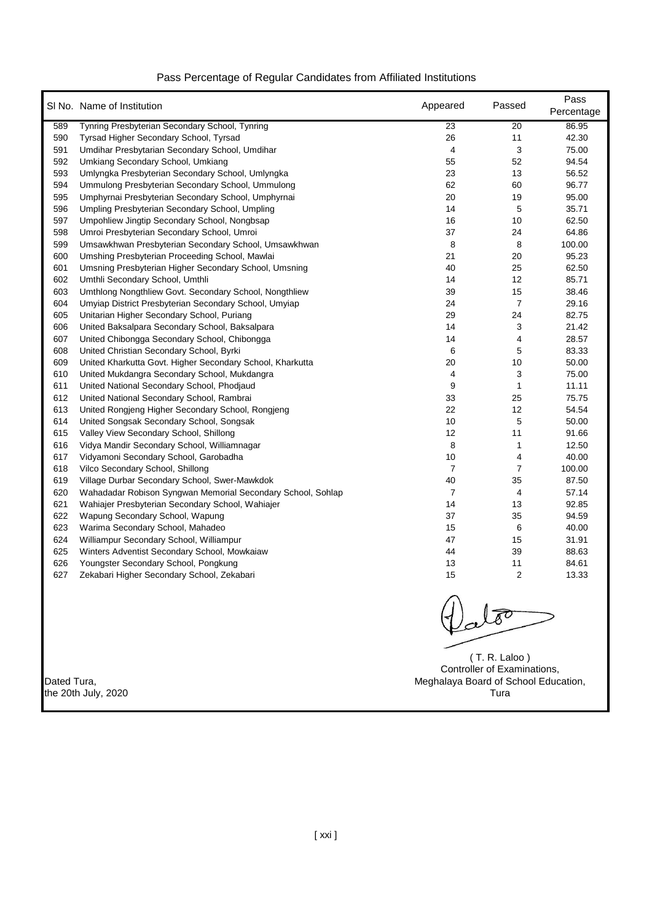Pass Percentage of Regular Candidates from Affiliated Institutions

| Sl No. | Name of Institution | Appeared | Passed | Pass Percentage |
|---|---|---|---|---|
| 589 | Tynring Presbyterian Secondary School, Tynring | 23 | 20 | 86.95 |
| 590 | Tyrsad Higher Secondary School, Tyrsad | 26 | 11 | 42.30 |
| 591 | Umdihar Presbytarian Secondary School, Umdihar | 4 | 3 | 75.00 |
| 592 | Umkiang Secondary School, Umkiang | 55 | 52 | 94.54 |
| 593 | Umlyngka Presbyterian Secondary School, Umlyngka | 23 | 13 | 56.52 |
| 594 | Ummulong Presbyterian Secondary School, Ummulong | 62 | 60 | 96.77 |
| 595 | Umphyrnai Presbyterian Secondary School, Umphyrnai | 20 | 19 | 95.00 |
| 596 | Umpling Presbyterian Secondary School, Umpling | 14 | 5 | 35.71 |
| 597 | Umpohliew Jingtip Secondary School, Nongbsap | 16 | 10 | 62.50 |
| 598 | Umroi Presbyterian Secondary School, Umroi | 37 | 24 | 64.86 |
| 599 | Umsawkhwan Presbyterian Secondary School, Umsawkhwan | 8 | 8 | 100.00 |
| 600 | Umshing Presbyterian Proceeding School, Mawlai | 21 | 20 | 95.23 |
| 601 | Umsning Presbyterian Higher Secondary School, Umsning | 40 | 25 | 62.50 |
| 602 | Umthli Secondary School, Umthli | 14 | 12 | 85.71 |
| 603 | Umthlong Nongthliew Govt. Secondary School, Nongthliew | 39 | 15 | 38.46 |
| 604 | Umyiap District Presbyterian Secondary School, Umyiap | 24 | 7 | 29.16 |
| 605 | Unitarian Higher Secondary School, Puriang | 29 | 24 | 82.75 |
| 606 | United Baksalpara Secondary School, Baksalpara | 14 | 3 | 21.42 |
| 607 | United Chibongga Secondary School, Chibongga | 14 | 4 | 28.57 |
| 608 | United Christian Secondary School, Byrki | 6 | 5 | 83.33 |
| 609 | United Kharkutta Govt. Higher Secondary School, Kharkutta | 20 | 10 | 50.00 |
| 610 | United Mukdangra Secondary School, Mukdangra | 4 | 3 | 75.00 |
| 611 | United National Secondary School, Phodjaud | 9 | 1 | 11.11 |
| 612 | United National Secondary School, Rambrai | 33 | 25 | 75.75 |
| 613 | United Rongjeng Higher Secondary School, Rongjeng | 22 | 12 | 54.54 |
| 614 | United Songsak Secondary School, Songsak | 10 | 5 | 50.00 |
| 615 | Valley View Secondary School, Shillong | 12 | 11 | 91.66 |
| 616 | Vidya Mandir Secondary School, Williamnagar | 8 | 1 | 12.50 |
| 617 | Vidyamoni Secondary School, Garobadha | 10 | 4 | 40.00 |
| 618 | Vilco Secondary School, Shillong | 7 | 7 | 100.00 |
| 619 | Village Durbar Secondary School, Swer-Mawkdok | 40 | 35 | 87.50 |
| 620 | Wahadadar Robison Syngwan Memorial Secondary School, Sohlap | 7 | 4 | 57.14 |
| 621 | Wahiajer Presbyterian Secondary School, Wahiajer | 14 | 13 | 92.85 |
| 622 | Wapung Secondary School, Wapung | 37 | 35 | 94.59 |
| 623 | Warima Secondary School, Mahadeo | 15 | 6 | 40.00 |
| 624 | Williampur Secondary School, Williampur | 47 | 15 | 31.91 |
| 625 | Winters Adventist Secondary School, Mowkaiaw | 44 | 39 | 88.63 |
| 626 | Youngster Secondary School, Pongkung | 13 | 11 | 84.61 |
| 627 | Zekabari Higher Secondary School, Zekabari | 15 | 2 | 13.33 |

( T. R. Laloo )
Controller of Examinations,
Meghalaya Board of School Education,
Tura

Dated Tura,
the 20th July, 2020